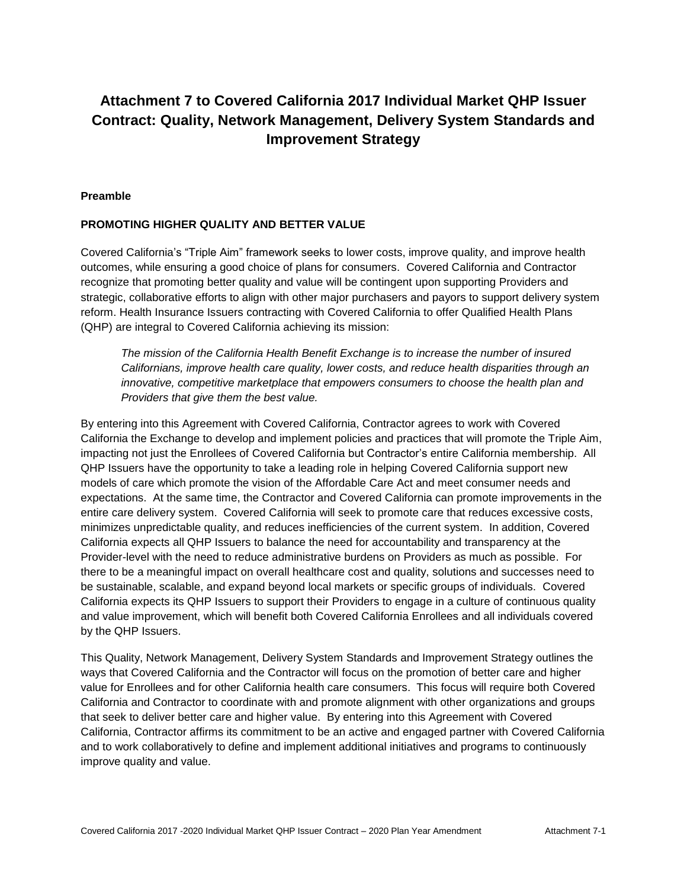# Attachment 7 to Covered California 2017 Individual Market QHP Issuer Contract: Quality, Network Management, Delivery System Standards and Improvement Strategy

**Preamble**

**PROMOTING HIGHER QUALITY AND BETTER VALUE**

Covered California's "Triple Aim" framework seeks to lower costs, improve quality, and improve health outcomes, while ensuring a good choice of plans for consumers. Covered California and Contractor recognize that promoting better quality and value will be contingent upon supporting Providers and strategic, collaborative efforts to align with other major purchasers and payors to support delivery system reform. Health Insurance Issuers contracting with Covered California to offer Qualified Health Plans (QHP) are integral to Covered California achieving its mission:

> *The mission of the California Health Benefit Exchange is to increase the number of insured Californians, improve health care quality, lower costs, and reduce health disparities through an innovative, competitive marketplace that empowers consumers to choose the health plan and Providers that give them the best value.*

By entering into this Agreement with Covered California, Contractor agrees to work with Covered California the Exchange to develop and implement policies and practices that will promote the Triple Aim, impacting not just the Enrollees of Covered California but Contractor's entire California membership. All QHP Issuers have the opportunity to take a leading role in helping Covered California support new models of care which promote the vision of the Affordable Care Act and meet consumer needs and expectations. At the same time, the Contractor and Covered California can promote improvements in the entire care delivery system. Covered California will seek to promote care that reduces excessive costs, minimizes unpredictable quality, and reduces inefficiencies of the current system. In addition, Covered California expects all QHP Issuers to balance the need for accountability and transparency at the Provider-level with the need to reduce administrative burdens on Providers as much as possible. For there to be a meaningful impact on overall healthcare cost and quality, solutions and successes need to be sustainable, scalable, and expand beyond local markets or specific groups of individuals. Covered California expects its QHP Issuers to support their Providers to engage in a culture of continuous quality and value improvement, which will benefit both Covered California Enrollees and all individuals covered by the QHP Issuers.

This Quality, Network Management, Delivery System Standards and Improvement Strategy outlines the ways that Covered California and the Contractor will focus on the promotion of better care and higher value for Enrollees and for other California health care consumers. This focus will require both Covered California and Contractor to coordinate with and promote alignment with other organizations and groups that seek to deliver better care and higher value. By entering into this Agreement with Covered California, Contractor affirms its commitment to be an active and engaged partner with Covered California and to work collaboratively to define and implement additional initiatives and programs to continuously improve quality and value.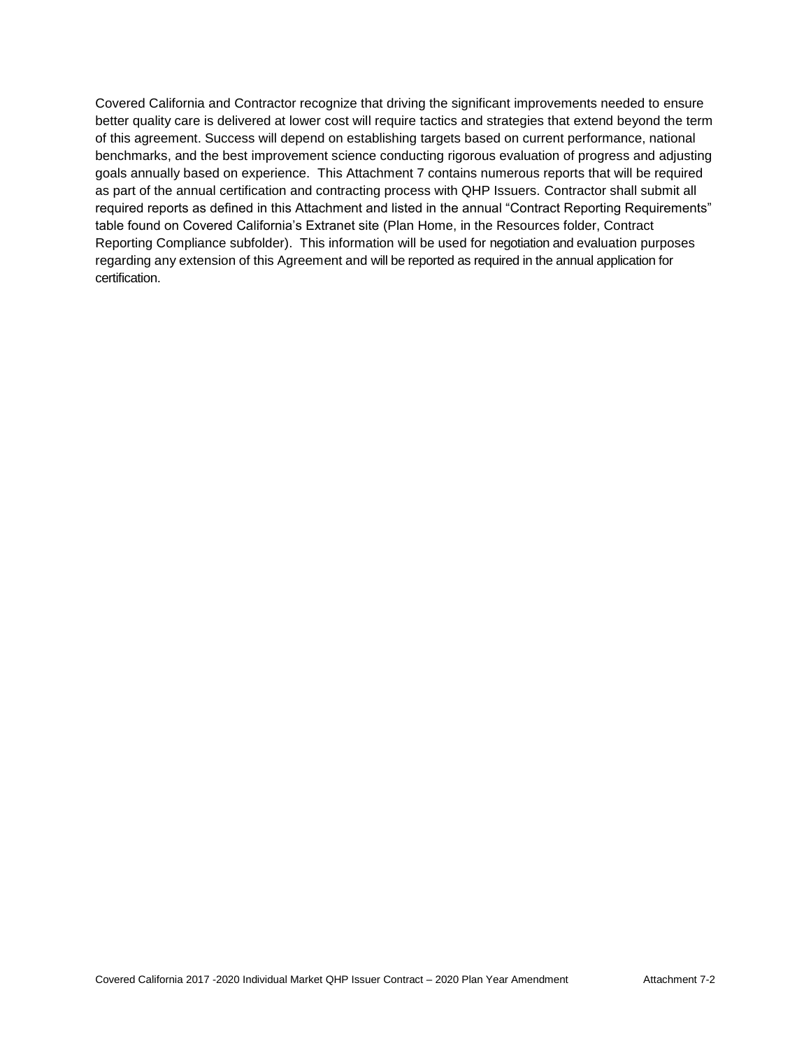Covered California and Contractor recognize that driving the significant improvements needed to ensure better quality care is delivered at lower cost will require tactics and strategies that extend beyond the term of this agreement. Success will depend on establishing targets based on current performance, national benchmarks, and the best improvement science conducting rigorous evaluation of progress and adjusting goals annually based on experience. This Attachment 7 contains numerous reports that will be required as part of the annual certification and contracting process with QHP Issuers. Contractor shall submit all required reports as defined in this Attachment and listed in the annual "Contract Reporting Requirements" table found on Covered California's Extranet site (Plan Home, in the Resources folder, Contract Reporting Compliance subfolder). This information will be used for negotiation and evaluation purposes regarding any extension of this Agreement and will be reported as required in the annual application for certification.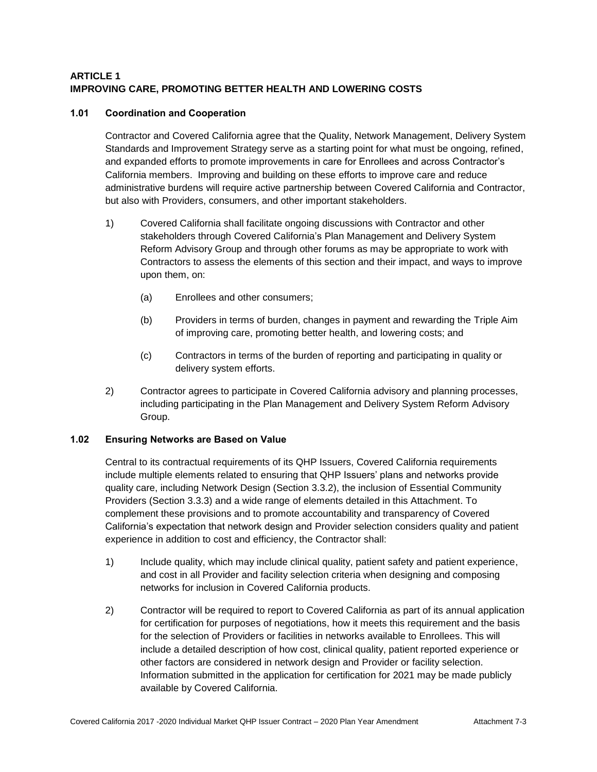## ARTICLE 1
## IMPROVING CARE, PROMOTING BETTER HEALTH AND LOWERING COSTS

### 1.01 Coordination and Cooperation

Contractor and Covered California agree that the Quality, Network Management, Delivery System Standards and Improvement Strategy serve as a starting point for what must be ongoing, refined, and expanded efforts to promote improvements in care for Enrollees and across Contractor's California members. Improving and building on these efforts to improve care and reduce administrative burdens will require active partnership between Covered California and Contractor, but also with Providers, consumers, and other important stakeholders.

1) Covered California shall facilitate ongoing discussions with Contractor and other stakeholders through Covered California's Plan Management and Delivery System Reform Advisory Group and through other forums as may be appropriate to work with Contractors to assess the elements of this section and their impact, and ways to improve upon them, on:

   (a) Enrollees and other consumers;

   (b) Providers in terms of burden, changes in payment and rewarding the Triple Aim of improving care, promoting better health, and lowering costs; and

   (c) Contractors in terms of the burden of reporting and participating in quality or delivery system efforts.

2) Contractor agrees to participate in Covered California advisory and planning processes, including participating in the Plan Management and Delivery System Reform Advisory Group.

### 1.02 Ensuring Networks are Based on Value

Central to its contractual requirements of its QHP Issuers, Covered California requirements include multiple elements related to ensuring that QHP Issuers' plans and networks provide quality care, including Network Design (Section 3.3.2), the inclusion of Essential Community Providers (Section 3.3.3) and a wide range of elements detailed in this Attachment. To complement these provisions and to promote accountability and transparency of Covered California's expectation that network design and Provider selection considers quality and patient experience in addition to cost and efficiency, the Contractor shall:

1) Include quality, which may include clinical quality, patient safety and patient experience, and cost in all Provider and facility selection criteria when designing and composing networks for inclusion in Covered California products.

2) Contractor will be required to report to Covered California as part of its annual application for certification for purposes of negotiations, how it meets this requirement and the basis for the selection of Providers or facilities in networks available to Enrollees. This will include a detailed description of how cost, clinical quality, patient reported experience or other factors are considered in network design and Provider or facility selection. Information submitted in the application for certification for 2021 may be made publicly available by Covered California.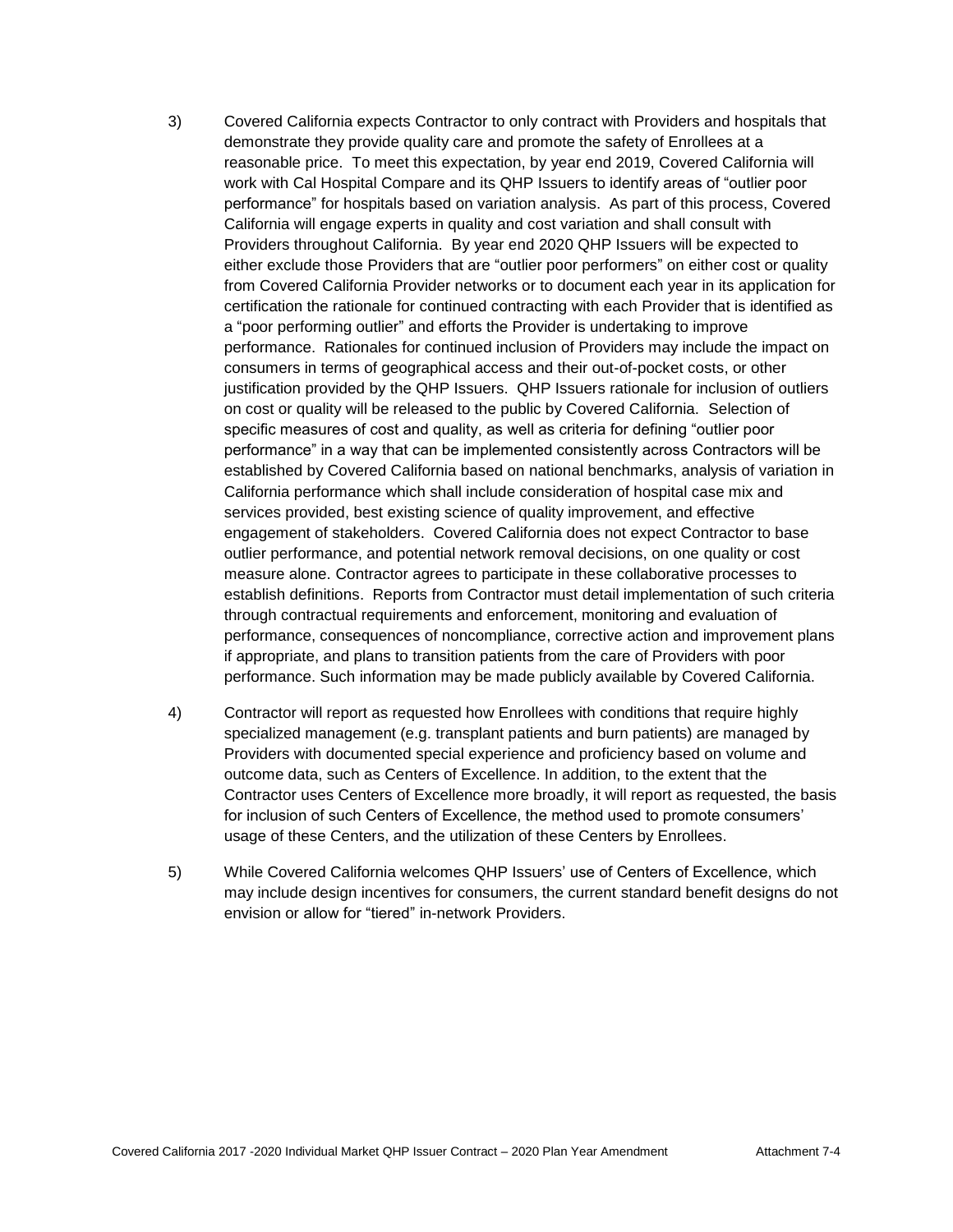3) Covered California expects Contractor to only contract with Providers and hospitals that demonstrate they provide quality care and promote the safety of Enrollees at a reasonable price. To meet this expectation, by year end 2019, Covered California will work with Cal Hospital Compare and its QHP Issuers to identify areas of "outlier poor performance" for hospitals based on variation analysis. As part of this process, Covered California will engage experts in quality and cost variation and shall consult with Providers throughout California. By year end 2020 QHP Issuers will be expected to either exclude those Providers that are "outlier poor performers" on either cost or quality from Covered California Provider networks or to document each year in its application for certification the rationale for continued contracting with each Provider that is identified as a "poor performing outlier" and efforts the Provider is undertaking to improve performance. Rationales for continued inclusion of Providers may include the impact on consumers in terms of geographical access and their out-of-pocket costs, or other justification provided by the QHP Issuers. QHP Issuers rationale for inclusion of outliers on cost or quality will be released to the public by Covered California. Selection of specific measures of cost and quality, as well as criteria for defining "outlier poor performance" in a way that can be implemented consistently across Contractors will be established by Covered California based on national benchmarks, analysis of variation in California performance which shall include consideration of hospital case mix and services provided, best existing science of quality improvement, and effective engagement of stakeholders. Covered California does not expect Contractor to base outlier performance, and potential network removal decisions, on one quality or cost measure alone. Contractor agrees to participate in these collaborative processes to establish definitions. Reports from Contractor must detail implementation of such criteria through contractual requirements and enforcement, monitoring and evaluation of performance, consequences of noncompliance, corrective action and improvement plans if appropriate, and plans to transition patients from the care of Providers with poor performance. Such information may be made publicly available by Covered California.

4) Contractor will report as requested how Enrollees with conditions that require highly specialized management (e.g. transplant patients and burn patients) are managed by Providers with documented special experience and proficiency based on volume and outcome data, such as Centers of Excellence. In addition, to the extent that the Contractor uses Centers of Excellence more broadly, it will report as requested, the basis for inclusion of such Centers of Excellence, the method used to promote consumers' usage of these Centers, and the utilization of these Centers by Enrollees.

5) While Covered California welcomes QHP Issuers' use of Centers of Excellence, which may include design incentives for consumers, the current standard benefit designs do not envision or allow for "tiered" in-network Providers.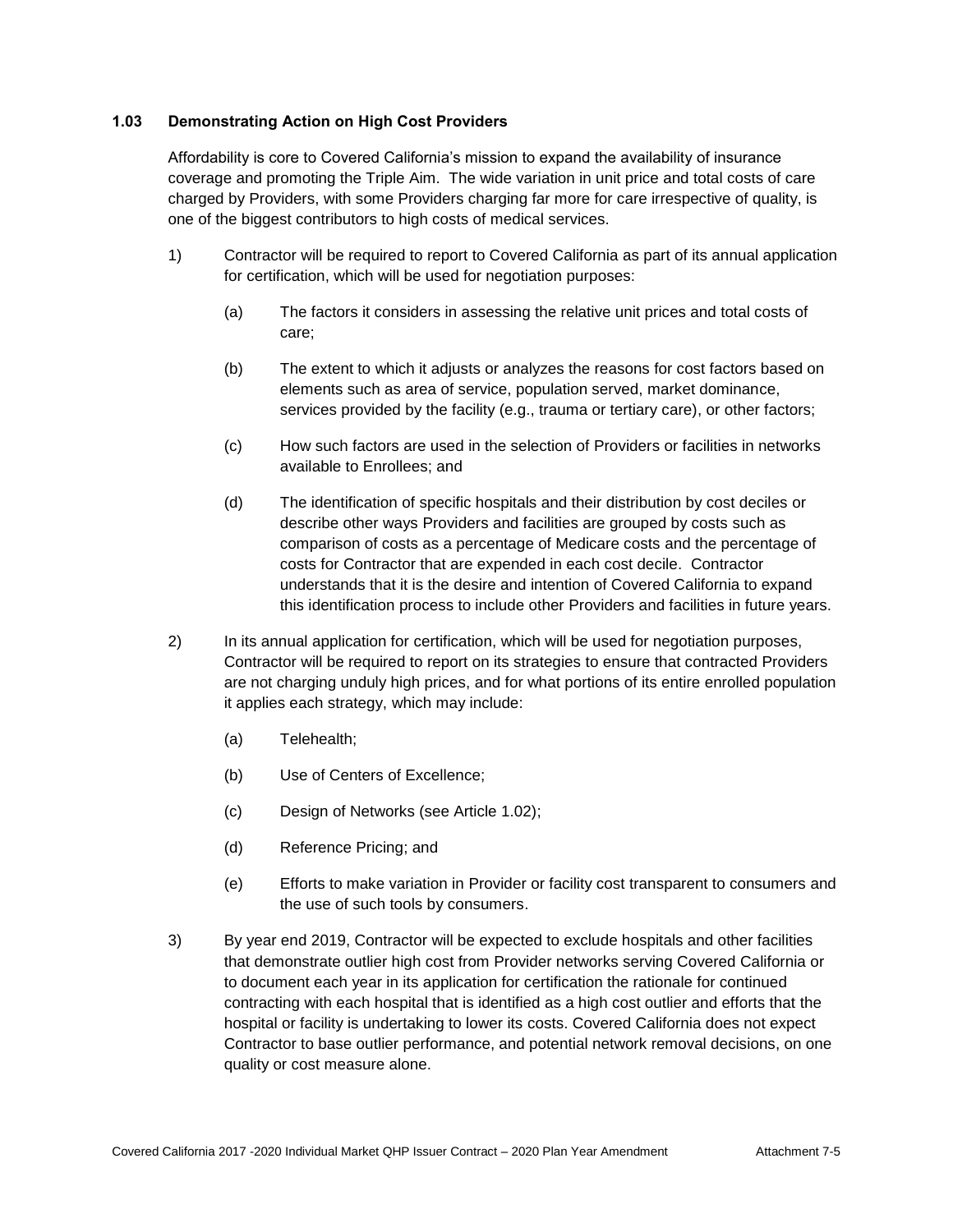### 1.03 Demonstrating Action on High Cost Providers

Affordability is core to Covered California's mission to expand the availability of insurance coverage and promoting the Triple Aim. The wide variation in unit price and total costs of care charged by Providers, with some Providers charging far more for care irrespective of quality, is one of the biggest contributors to high costs of medical services.

1) Contractor will be required to report to Covered California as part of its annual application for certification, which will be used for negotiation purposes:

   (a) The factors it considers in assessing the relative unit prices and total costs of care;

   (b) The extent to which it adjusts or analyzes the reasons for cost factors based on elements such as area of service, population served, market dominance, services provided by the facility (e.g., trauma or tertiary care), or other factors;

   (c) How such factors are used in the selection of Providers or facilities in networks available to Enrollees; and

   (d) The identification of specific hospitals and their distribution by cost deciles or describe other ways Providers and facilities are grouped by costs such as comparison of costs as a percentage of Medicare costs and the percentage of costs for Contractor that are expended in each cost decile. Contractor understands that it is the desire and intention of Covered California to expand this identification process to include other Providers and facilities in future years.

2) In its annual application for certification, which will be used for negotiation purposes, Contractor will be required to report on its strategies to ensure that contracted Providers are not charging unduly high prices, and for what portions of its entire enrolled population it applies each strategy, which may include:

   (a) Telehealth;

   (b) Use of Centers of Excellence;

   (c) Design of Networks (see Article 1.02);

   (d) Reference Pricing; and

   (e) Efforts to make variation in Provider or facility cost transparent to consumers and the use of such tools by consumers.

3) By year end 2019, Contractor will be expected to exclude hospitals and other facilities that demonstrate outlier high cost from Provider networks serving Covered California or to document each year in its application for certification the rationale for continued contracting with each hospital that is identified as a high cost outlier and efforts that the hospital or facility is undertaking to lower its costs. Covered California does not expect Contractor to base outlier performance, and potential network removal decisions, on one quality or cost measure alone.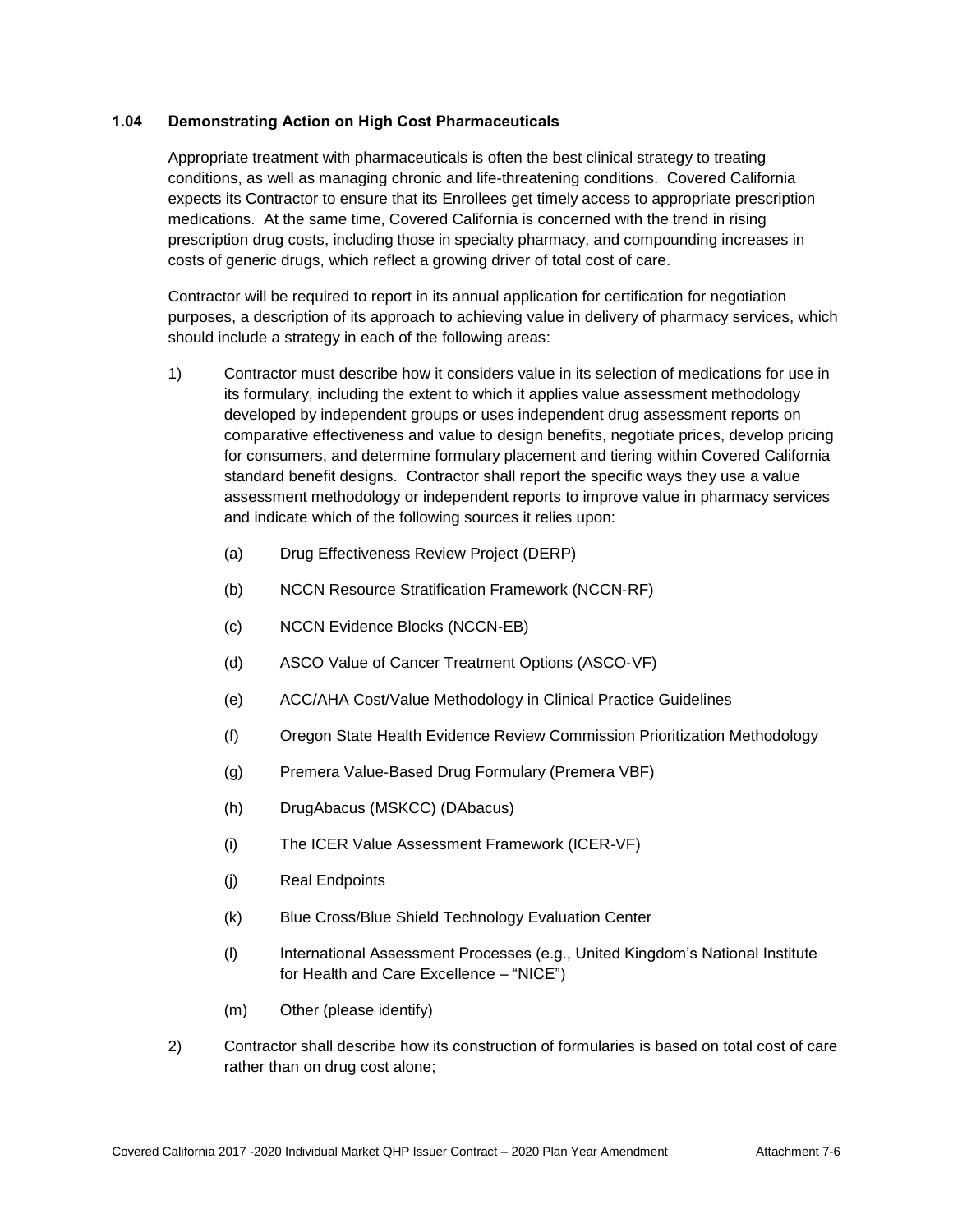### 1.04 Demonstrating Action on High Cost Pharmaceuticals

Appropriate treatment with pharmaceuticals is often the best clinical strategy to treating conditions, as well as managing chronic and life-threatening conditions. Covered California expects its Contractor to ensure that its Enrollees get timely access to appropriate prescription medications. At the same time, Covered California is concerned with the trend in rising prescription drug costs, including those in specialty pharmacy, and compounding increases in costs of generic drugs, which reflect a growing driver of total cost of care.

Contractor will be required to report in its annual application for certification for negotiation purposes, a description of its approach to achieving value in delivery of pharmacy services, which should include a strategy in each of the following areas:

1) Contractor must describe how it considers value in its selection of medications for use in its formulary, including the extent to which it applies value assessment methodology developed by independent groups or uses independent drug assessment reports on comparative effectiveness and value to design benefits, negotiate prices, develop pricing for consumers, and determine formulary placement and tiering within Covered California standard benefit designs. Contractor shall report the specific ways they use a value assessment methodology or independent reports to improve value in pharmacy services and indicate which of the following sources it relies upon:

    (a) Drug Effectiveness Review Project (DERP)

    (b) NCCN Resource Stratification Framework (NCCN-RF)

    (c) NCCN Evidence Blocks (NCCN-EB)

    (d) ASCO Value of Cancer Treatment Options (ASCO-VF)

    (e) ACC/AHA Cost/Value Methodology in Clinical Practice Guidelines

    (f) Oregon State Health Evidence Review Commission Prioritization Methodology

    (g) Premera Value-Based Drug Formulary (Premera VBF)

    (h) DrugAbacus (MSKCC) (DAbacus)

    (i) The ICER Value Assessment Framework (ICER-VF)

    (j) Real Endpoints

    (k) Blue Cross/Blue Shield Technology Evaluation Center

    (l) International Assessment Processes (e.g., United Kingdom's National Institute for Health and Care Excellence – "NICE")

    (m) Other (please identify)

2) Contractor shall describe how its construction of formularies is based on total cost of care rather than on drug cost alone;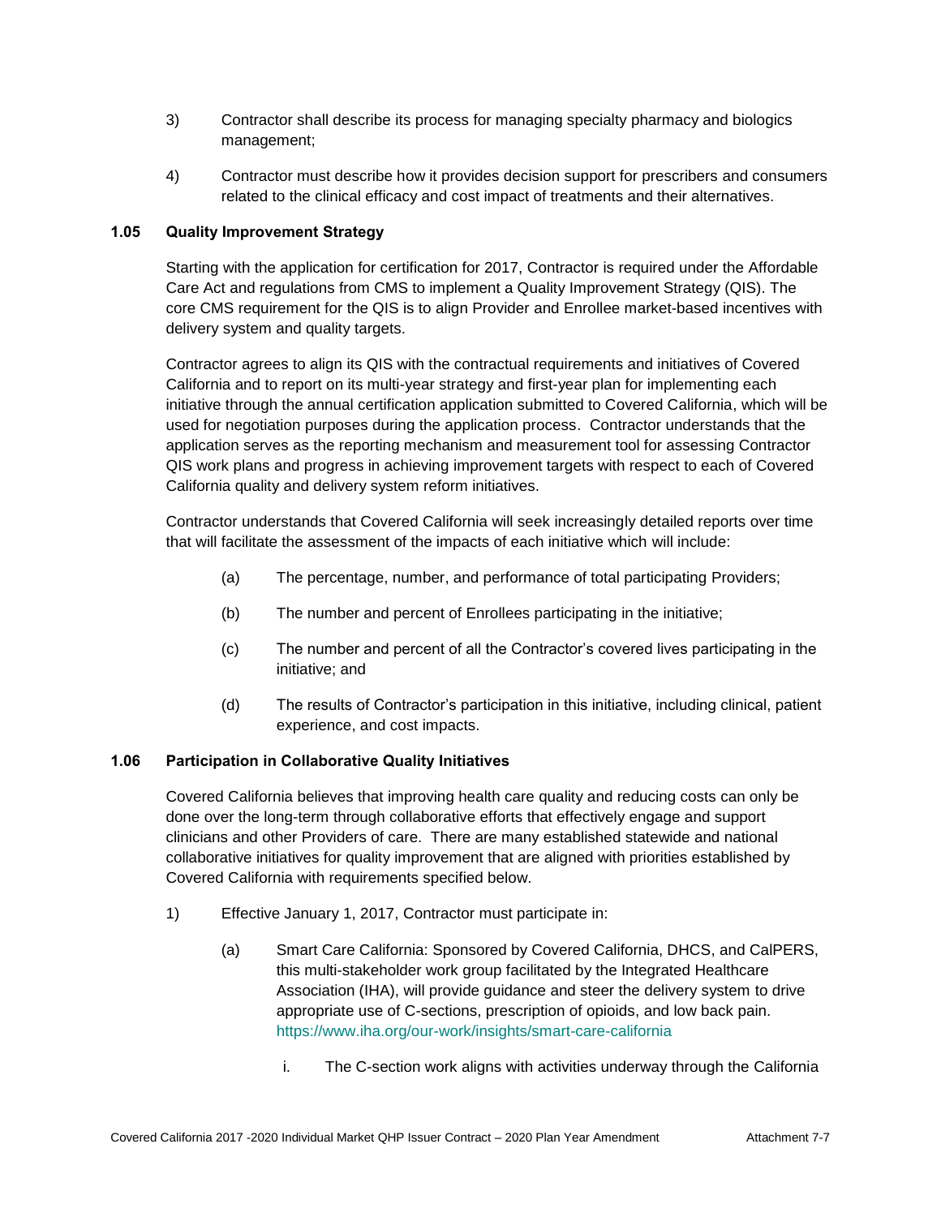3) Contractor shall describe its process for managing specialty pharmacy and biologics management;

4) Contractor must describe how it provides decision support for prescribers and consumers related to the clinical efficacy and cost impact of treatments and their alternatives.

### 1.05 Quality Improvement Strategy

Starting with the application for certification for 2017, Contractor is required under the Affordable Care Act and regulations from CMS to implement a Quality Improvement Strategy (QIS). The core CMS requirement for the QIS is to align Provider and Enrollee market-based incentives with delivery system and quality targets.

Contractor agrees to align its QIS with the contractual requirements and initiatives of Covered California and to report on its multi-year strategy and first-year plan for implementing each initiative through the annual certification application submitted to Covered California, which will be used for negotiation purposes during the application process. Contractor understands that the application serves as the reporting mechanism and measurement tool for assessing Contractor QIS work plans and progress in achieving improvement targets with respect to each of Covered California quality and delivery system reform initiatives.

Contractor understands that Covered California will seek increasingly detailed reports over time that will facilitate the assessment of the impacts of each initiative which will include:

(a) The percentage, number, and performance of total participating Providers;

(b) The number and percent of Enrollees participating in the initiative;

(c) The number and percent of all the Contractor's covered lives participating in the initiative; and

(d) The results of Contractor's participation in this initiative, including clinical, patient experience, and cost impacts.

### 1.06 Participation in Collaborative Quality Initiatives

Covered California believes that improving health care quality and reducing costs can only be done over the long-term through collaborative efforts that effectively engage and support clinicians and other Providers of care. There are many established statewide and national collaborative initiatives for quality improvement that are aligned with priorities established by Covered California with requirements specified below.

1) Effective January 1, 2017, Contractor must participate in:

(a) Smart Care California: Sponsored by Covered California, DHCS, and CalPERS, this multi-stakeholder work group facilitated by the Integrated Healthcare Association (IHA), will provide guidance and steer the delivery system to drive appropriate use of C-sections, prescription of opioids, and low back pain. https://www.iha.org/our-work/insights/smart-care-california

i. The C-section work aligns with activities underway through the California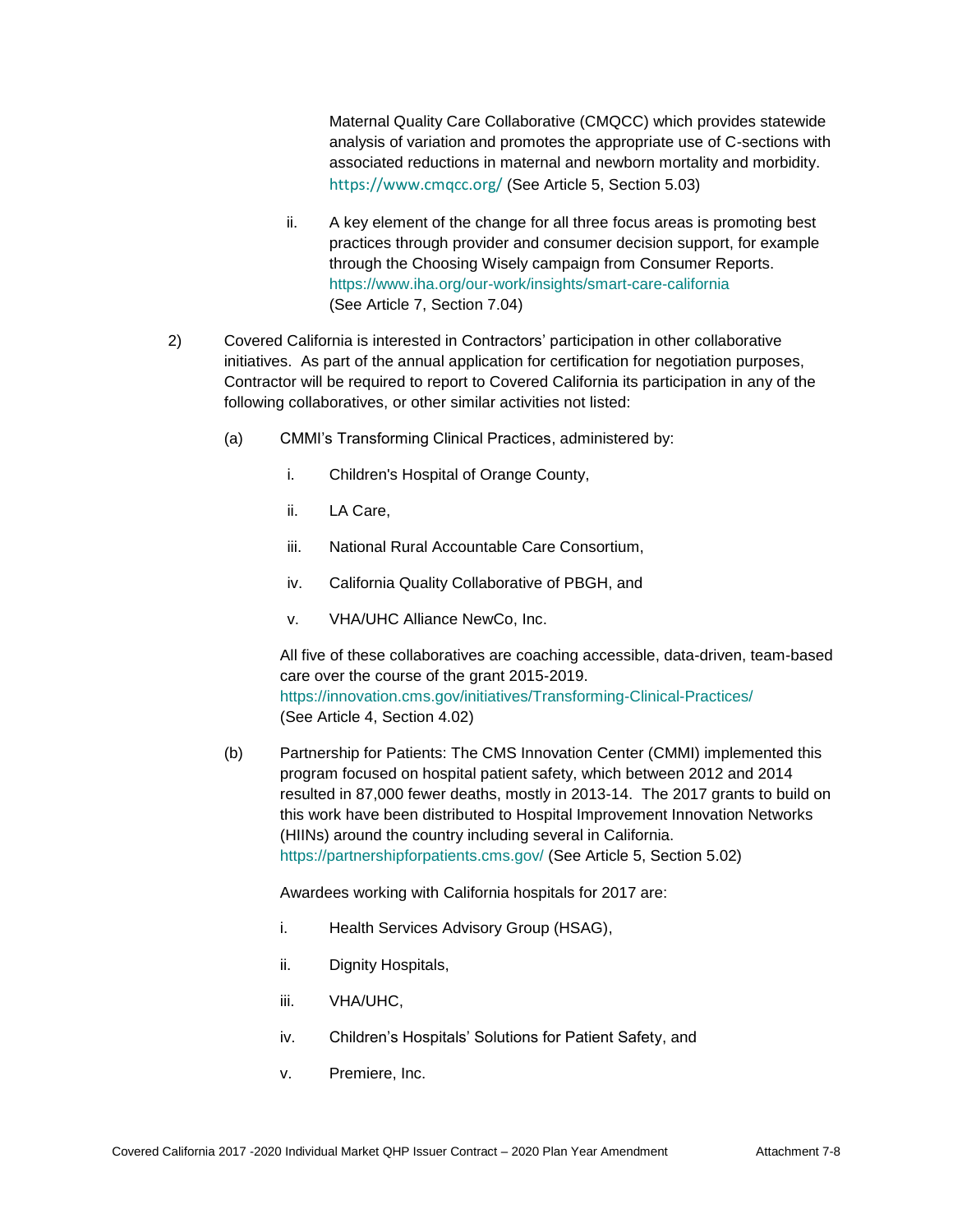Maternal Quality Care Collaborative (CMQCC) which provides statewide analysis of variation and promotes the appropriate use of C-sections with associated reductions in maternal and newborn mortality and morbidity. https://www.cmqcc.org/ (See Article 5, Section 5.03)

ii. A key element of the change for all three focus areas is promoting best practices through provider and consumer decision support, for example through the Choosing Wisely campaign from Consumer Reports. https://www.iha.org/our-work/insights/smart-care-california (See Article 7, Section 7.04)

2) Covered California is interested in Contractors' participation in other collaborative initiatives. As part of the annual application for certification for negotiation purposes, Contractor will be required to report to Covered California its participation in any of the following collaboratives, or other similar activities not listed:

(a) CMMI's Transforming Clinical Practices, administered by:

i. Children's Hospital of Orange County,

ii. LA Care,

iii. National Rural Accountable Care Consortium,

iv. California Quality Collaborative of PBGH, and

v. VHA/UHC Alliance NewCo, Inc.

All five of these collaboratives are coaching accessible, data-driven, team-based care over the course of the grant 2015-2019. https://innovation.cms.gov/initiatives/Transforming-Clinical-Practices/ (See Article 4, Section 4.02)

(b) Partnership for Patients: The CMS Innovation Center (CMMI) implemented this program focused on hospital patient safety, which between 2012 and 2014 resulted in 87,000 fewer deaths, mostly in 2013-14. The 2017 grants to build on this work have been distributed to Hospital Improvement Innovation Networks (HIINs) around the country including several in California. https://partnershipforpatients.cms.gov/ (See Article 5, Section 5.02)

Awardees working with California hospitals for 2017 are:

i. Health Services Advisory Group (HSAG),

ii. Dignity Hospitals,

iii. VHA/UHC,

iv. Children's Hospitals' Solutions for Patient Safety, and

v. Premiere, Inc.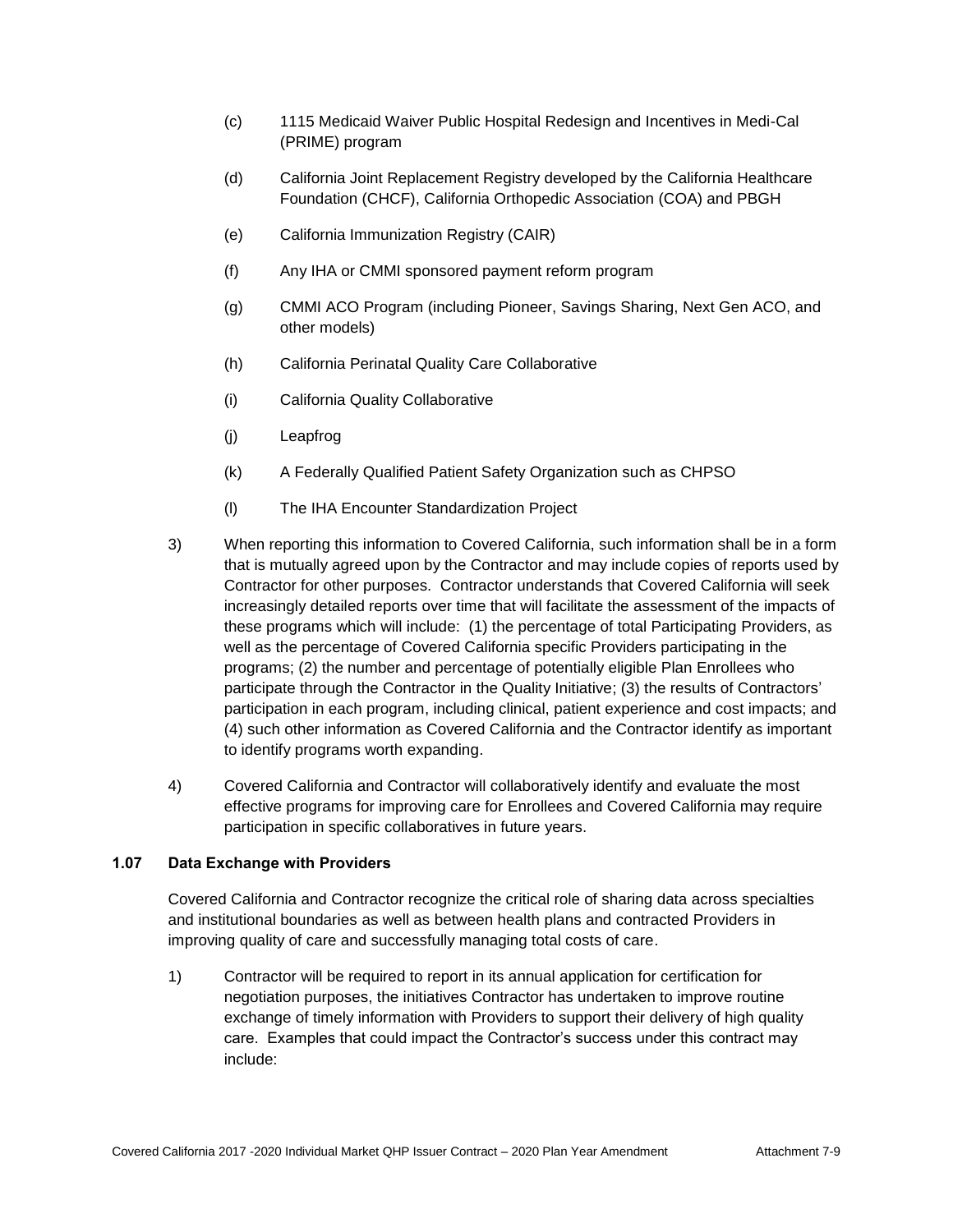(c) 1115 Medicaid Waiver Public Hospital Redesign and Incentives in Medi-Cal (PRIME) program

(d) California Joint Replacement Registry developed by the California Healthcare Foundation (CHCF), California Orthopedic Association (COA) and PBGH

(e) California Immunization Registry (CAIR)

(f) Any IHA or CMMI sponsored payment reform program

(g) CMMI ACO Program (including Pioneer, Savings Sharing, Next Gen ACO, and other models)

(h) California Perinatal Quality Care Collaborative

(i) California Quality Collaborative

(j) Leapfrog

(k) A Federally Qualified Patient Safety Organization such as CHPSO

(l) The IHA Encounter Standardization Project

3) When reporting this information to Covered California, such information shall be in a form that is mutually agreed upon by the Contractor and may include copies of reports used by Contractor for other purposes. Contractor understands that Covered California will seek increasingly detailed reports over time that will facilitate the assessment of the impacts of these programs which will include: (1) the percentage of total Participating Providers, as well as the percentage of Covered California specific Providers participating in the programs; (2) the number and percentage of potentially eligible Plan Enrollees who participate through the Contractor in the Quality Initiative; (3) the results of Contractors' participation in each program, including clinical, patient experience and cost impacts; and (4) such other information as Covered California and the Contractor identify as important to identify programs worth expanding.

4) Covered California and Contractor will collaboratively identify and evaluate the most effective programs for improving care for Enrollees and Covered California may require participation in specific collaboratives in future years.

### 1.07 Data Exchange with Providers

Covered California and Contractor recognize the critical role of sharing data across specialties and institutional boundaries as well as between health plans and contracted Providers in improving quality of care and successfully managing total costs of care.

1) Contractor will be required to report in its annual application for certification for negotiation purposes, the initiatives Contractor has undertaken to improve routine exchange of timely information with Providers to support their delivery of high quality care. Examples that could impact the Contractor's success under this contract may include: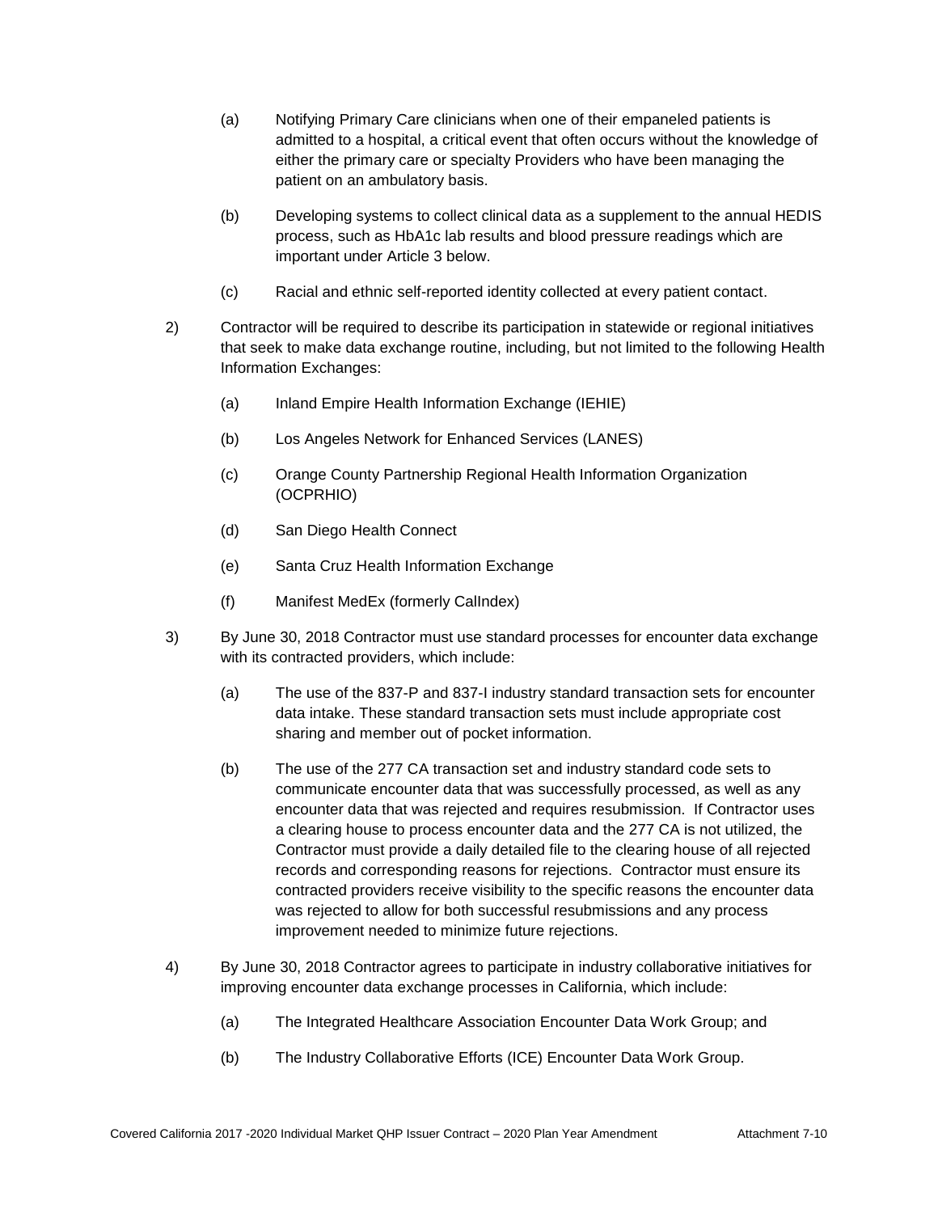(a) Notifying Primary Care clinicians when one of their empaneled patients is admitted to a hospital, a critical event that often occurs without the knowledge of either the primary care or specialty Providers who have been managing the patient on an ambulatory basis.

(b) Developing systems to collect clinical data as a supplement to the annual HEDIS process, such as HbA1c lab results and blood pressure readings which are important under Article 3 below.

(c) Racial and ethnic self-reported identity collected at every patient contact.

2) Contractor will be required to describe its participation in statewide or regional initiatives that seek to make data exchange routine, including, but not limited to the following Health Information Exchanges:

(a) Inland Empire Health Information Exchange (IEHIE)

(b) Los Angeles Network for Enhanced Services (LANES)

(c) Orange County Partnership Regional Health Information Organization (OCPRHIO)

(d) San Diego Health Connect

(e) Santa Cruz Health Information Exchange

(f) Manifest MedEx (formerly CalIndex)

3) By June 30, 2018 Contractor must use standard processes for encounter data exchange with its contracted providers, which include:

(a) The use of the 837-P and 837-I industry standard transaction sets for encounter data intake. These standard transaction sets must include appropriate cost sharing and member out of pocket information.

(b) The use of the 277 CA transaction set and industry standard code sets to communicate encounter data that was successfully processed, as well as any encounter data that was rejected and requires resubmission. If Contractor uses a clearing house to process encounter data and the 277 CA is not utilized, the Contractor must provide a daily detailed file to the clearing house of all rejected records and corresponding reasons for rejections. Contractor must ensure its contracted providers receive visibility to the specific reasons the encounter data was rejected to allow for both successful resubmissions and any process improvement needed to minimize future rejections.

4) By June 30, 2018 Contractor agrees to participate in industry collaborative initiatives for improving encounter data exchange processes in California, which include:

(a) The Integrated Healthcare Association Encounter Data Work Group; and

(b) The Industry Collaborative Efforts (ICE) Encounter Data Work Group.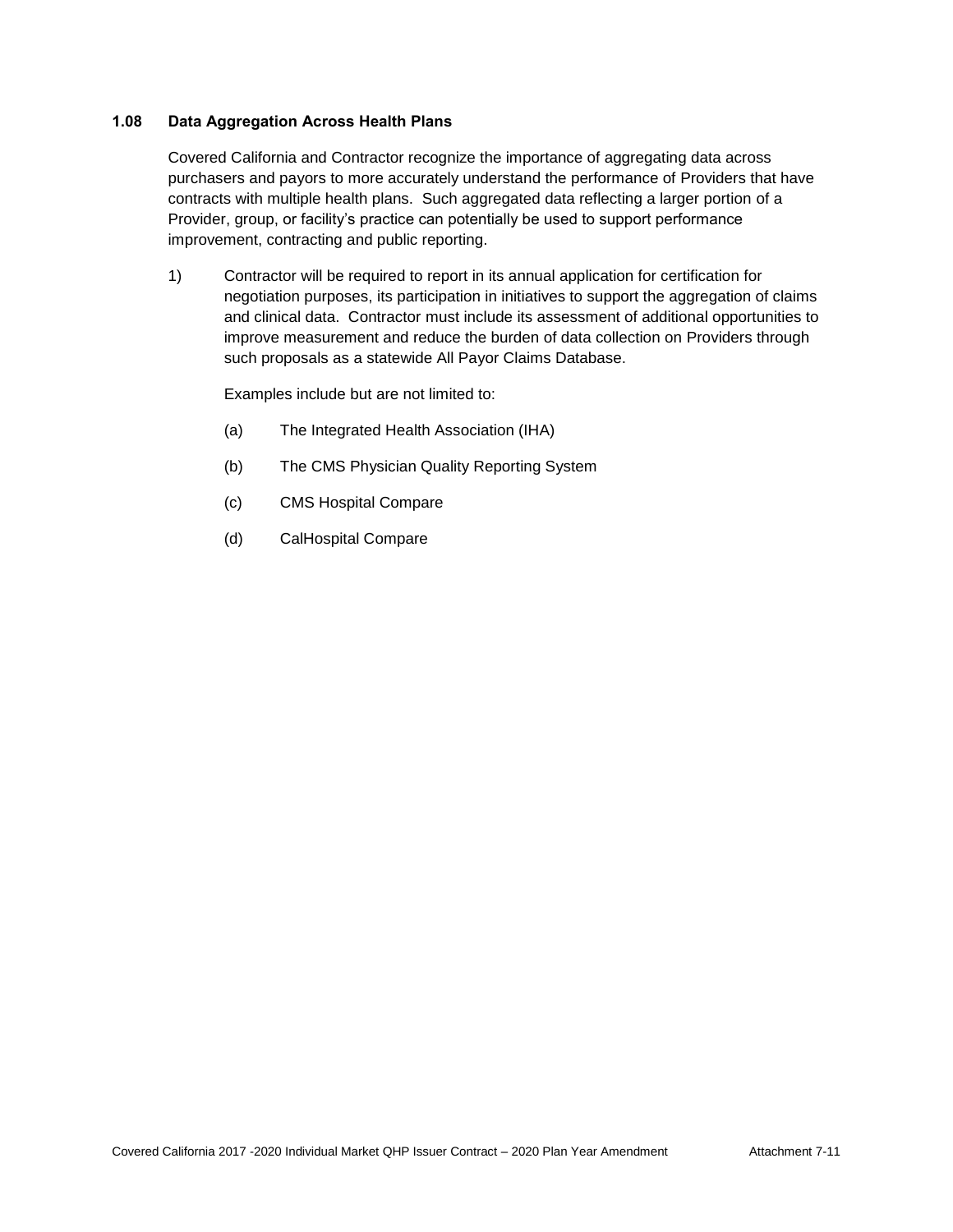### 1.08 Data Aggregation Across Health Plans

Covered California and Contractor recognize the importance of aggregating data across purchasers and payors to more accurately understand the performance of Providers that have contracts with multiple health plans. Such aggregated data reflecting a larger portion of a Provider, group, or facility's practice can potentially be used to support performance improvement, contracting and public reporting.

1) Contractor will be required to report in its annual application for certification for negotiation purposes, its participation in initiatives to support the aggregation of claims and clinical data. Contractor must include its assessment of additional opportunities to improve measurement and reduce the burden of data collection on Providers through such proposals as a statewide All Payor Claims Database.

   Examples include but are not limited to:

   (a) The Integrated Health Association (IHA)

   (b) The CMS Physician Quality Reporting System

   (c) CMS Hospital Compare

   (d) CalHospital Compare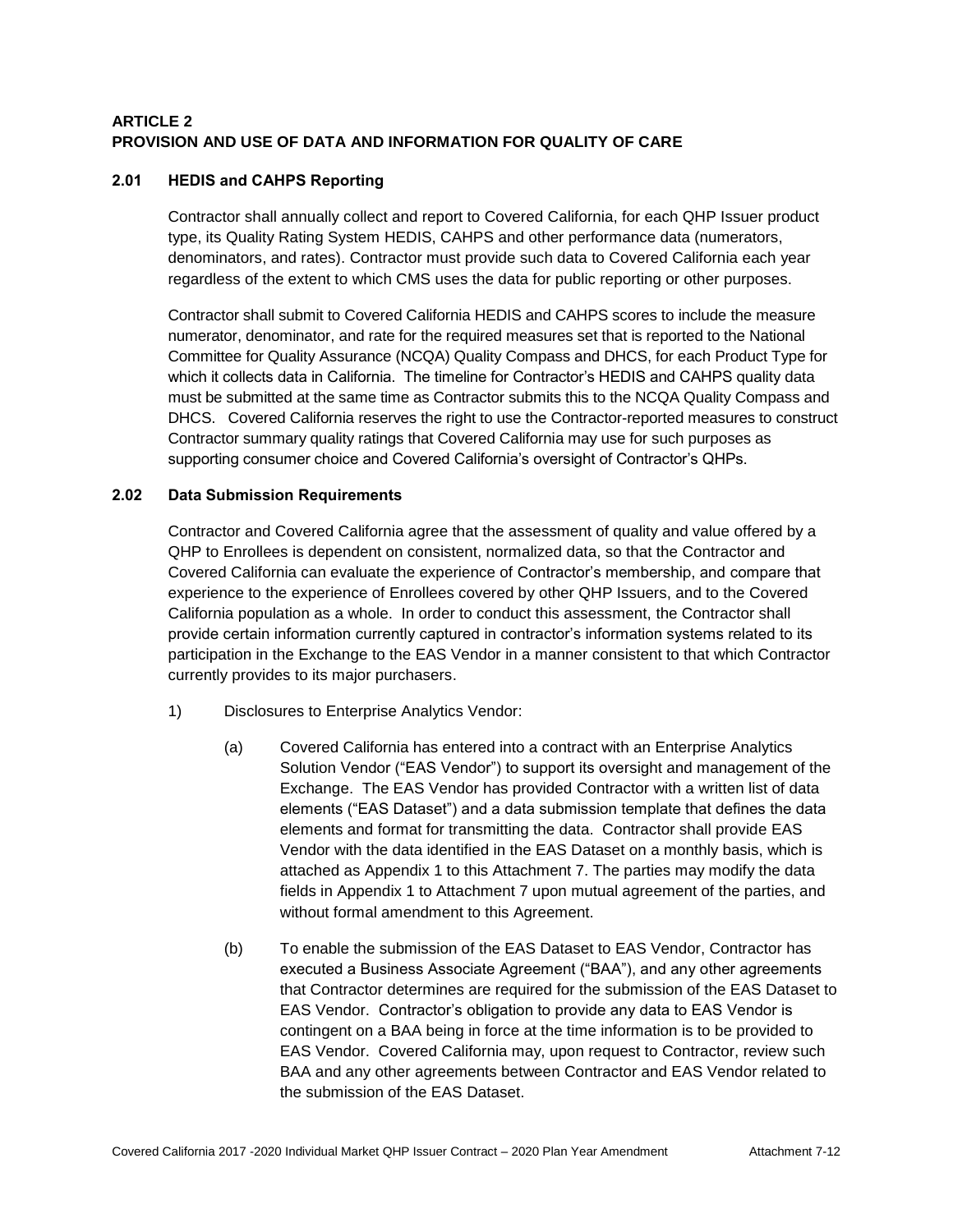**ARTICLE 2**
**PROVISION AND USE OF DATA AND INFORMATION FOR QUALITY OF CARE**

### 2.01 HEDIS and CAHPS Reporting

Contractor shall annually collect and report to Covered California, for each QHP Issuer product type, its Quality Rating System HEDIS, CAHPS and other performance data (numerators, denominators, and rates). Contractor must provide such data to Covered California each year regardless of the extent to which CMS uses the data for public reporting or other purposes.

Contractor shall submit to Covered California HEDIS and CAHPS scores to include the measure numerator, denominator, and rate for the required measures set that is reported to the National Committee for Quality Assurance (NCQA) Quality Compass and DHCS, for each Product Type for which it collects data in California. The timeline for Contractor's HEDIS and CAHPS quality data must be submitted at the same time as Contractor submits this to the NCQA Quality Compass and DHCS. Covered California reserves the right to use the Contractor-reported measures to construct Contractor summary quality ratings that Covered California may use for such purposes as supporting consumer choice and Covered California's oversight of Contractor's QHPs.

### 2.02 Data Submission Requirements

Contractor and Covered California agree that the assessment of quality and value offered by a QHP to Enrollees is dependent on consistent, normalized data, so that the Contractor and Covered California can evaluate the experience of Contractor's membership, and compare that experience to the experience of Enrollees covered by other QHP Issuers, and to the Covered California population as a whole. In order to conduct this assessment, the Contractor shall provide certain information currently captured in contractor's information systems related to its participation in the Exchange to the EAS Vendor in a manner consistent to that which Contractor currently provides to its major purchasers.

1) Disclosures to Enterprise Analytics Vendor:

   (a) Covered California has entered into a contract with an Enterprise Analytics Solution Vendor ("EAS Vendor") to support its oversight and management of the Exchange. The EAS Vendor has provided Contractor with a written list of data elements ("EAS Dataset") and a data submission template that defines the data elements and format for transmitting the data. Contractor shall provide EAS Vendor with the data identified in the EAS Dataset on a monthly basis, which is attached as Appendix 1 to this Attachment 7. The parties may modify the data fields in Appendix 1 to Attachment 7 upon mutual agreement of the parties, and without formal amendment to this Agreement.

   (b) To enable the submission of the EAS Dataset to EAS Vendor, Contractor has executed a Business Associate Agreement ("BAA"), and any other agreements that Contractor determines are required for the submission of the EAS Dataset to EAS Vendor. Contractor's obligation to provide any data to EAS Vendor is contingent on a BAA being in force at the time information is to be provided to EAS Vendor. Covered California may, upon request to Contractor, review such BAA and any other agreements between Contractor and EAS Vendor related to the submission of the EAS Dataset.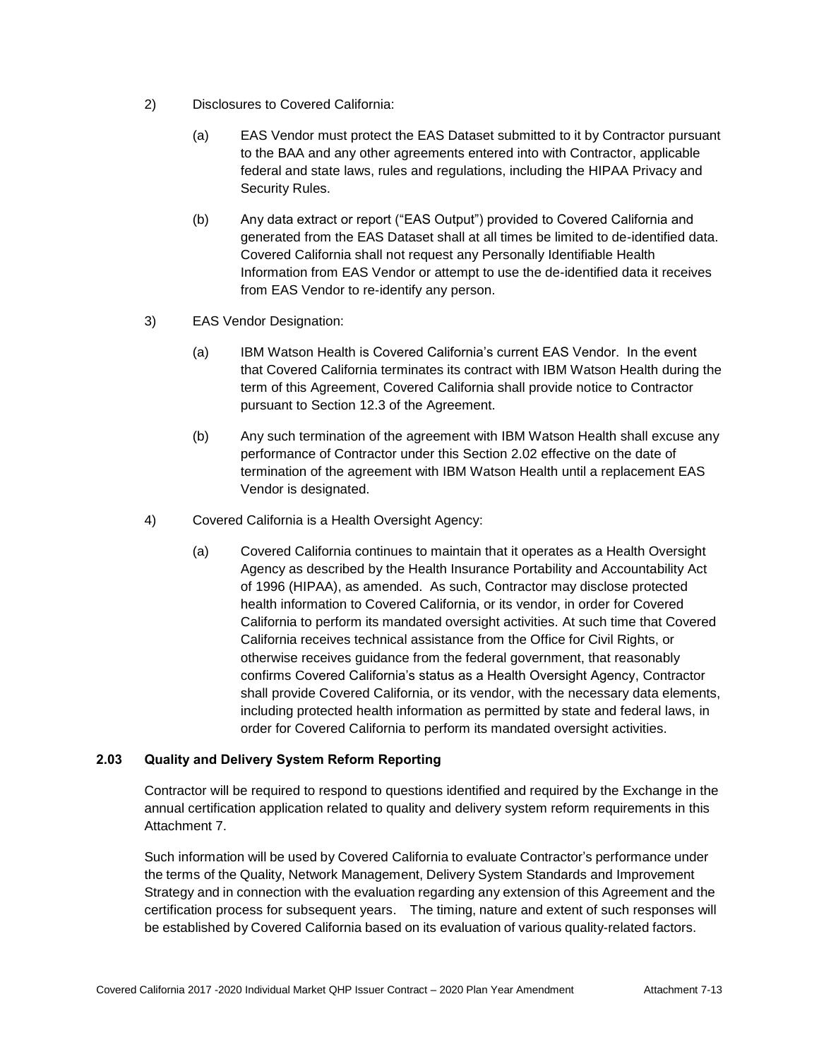2) Disclosures to Covered California:

   (a) EAS Vendor must protect the EAS Dataset submitted to it by Contractor pursuant to the BAA and any other agreements entered into with Contractor, applicable federal and state laws, rules and regulations, including the HIPAA Privacy and Security Rules.

   (b) Any data extract or report ("EAS Output") provided to Covered California and generated from the EAS Dataset shall at all times be limited to de-identified data. Covered California shall not request any Personally Identifiable Health Information from EAS Vendor or attempt to use the de-identified data it receives from EAS Vendor to re-identify any person.

3) EAS Vendor Designation:

   (a) IBM Watson Health is Covered California's current EAS Vendor. In the event that Covered California terminates its contract with IBM Watson Health during the term of this Agreement, Covered California shall provide notice to Contractor pursuant to Section 12.3 of the Agreement.

   (b) Any such termination of the agreement with IBM Watson Health shall excuse any performance of Contractor under this Section 2.02 effective on the date of termination of the agreement with IBM Watson Health until a replacement EAS Vendor is designated.

4) Covered California is a Health Oversight Agency:

   (a) Covered California continues to maintain that it operates as a Health Oversight Agency as described by the Health Insurance Portability and Accountability Act of 1996 (HIPAA), as amended. As such, Contractor may disclose protected health information to Covered California, or its vendor, in order for Covered California to perform its mandated oversight activities. At such time that Covered California receives technical assistance from the Office for Civil Rights, or otherwise receives guidance from the federal government, that reasonably confirms Covered California's status as a Health Oversight Agency, Contractor shall provide Covered California, or its vendor, with the necessary data elements, including protected health information as permitted by state and federal laws, in order for Covered California to perform its mandated oversight activities.

### 2.03 Quality and Delivery System Reform Reporting

Contractor will be required to respond to questions identified and required by the Exchange in the annual certification application related to quality and delivery system reform requirements in this Attachment 7.

Such information will be used by Covered California to evaluate Contractor's performance under the terms of the Quality, Network Management, Delivery System Standards and Improvement Strategy and in connection with the evaluation regarding any extension of this Agreement and the certification process for subsequent years. The timing, nature and extent of such responses will be established by Covered California based on its evaluation of various quality-related factors.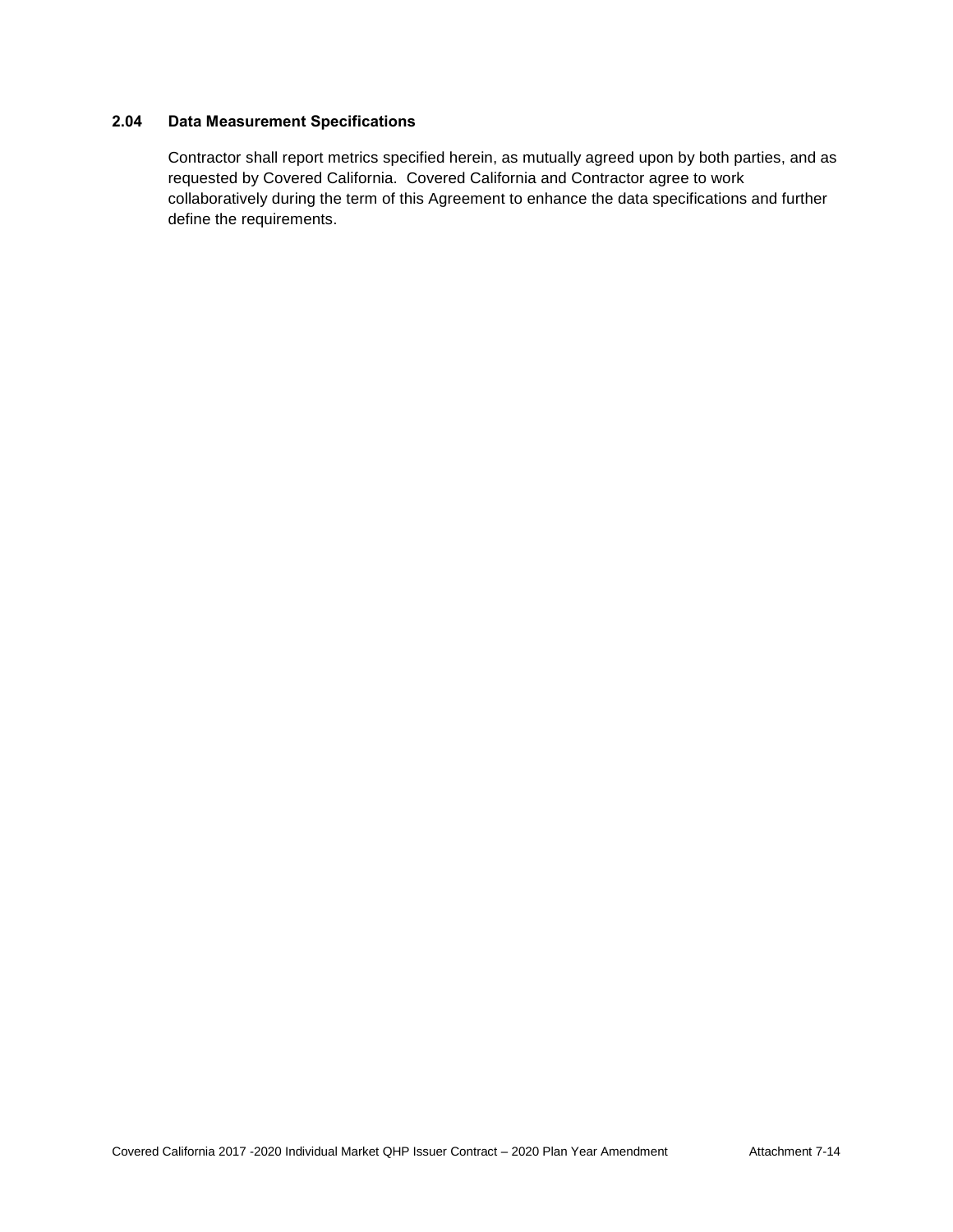### 2.04 Data Measurement Specifications

Contractor shall report metrics specified herein, as mutually agreed upon by both parties, and as requested by Covered California. Covered California and Contractor agree to work collaboratively during the term of this Agreement to enhance the data specifications and further define the requirements.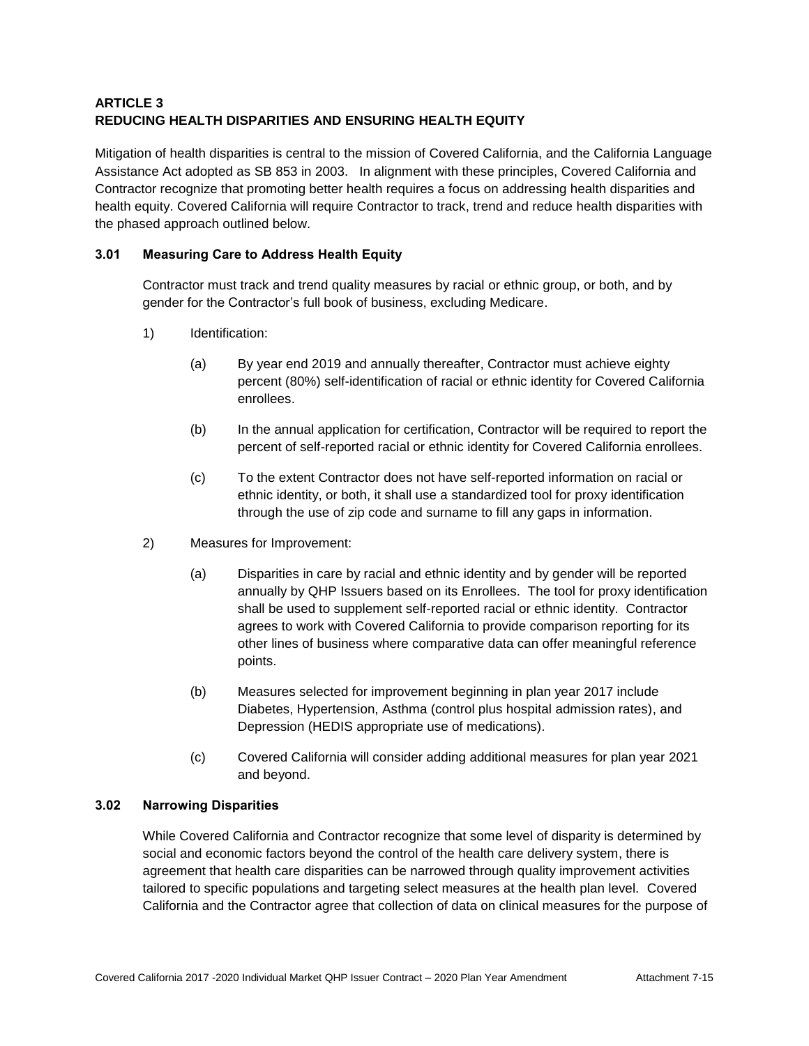## ARTICLE 3
## REDUCING HEALTH DISPARITIES AND ENSURING HEALTH EQUITY

Mitigation of health disparities is central to the mission of Covered California, and the California Language Assistance Act adopted as SB 853 in 2003. In alignment with these principles, Covered California and Contractor recognize that promoting better health requires a focus on addressing health disparities and health equity. Covered California will require Contractor to track, trend and reduce health disparities with the phased approach outlined below.

### 3.01 Measuring Care to Address Health Equity

Contractor must track and trend quality measures by racial or ethnic group, or both, and by gender for the Contractor's full book of business, excluding Medicare.

1) Identification:

   (a) By year end 2019 and annually thereafter, Contractor must achieve eighty percent (80%) self-identification of racial or ethnic identity for Covered California enrollees.

   (b) In the annual application for certification, Contractor will be required to report the percent of self-reported racial or ethnic identity for Covered California enrollees.

   (c) To the extent Contractor does not have self-reported information on racial or ethnic identity, or both, it shall use a standardized tool for proxy identification through the use of zip code and surname to fill any gaps in information.

2) Measures for Improvement:

   (a) Disparities in care by racial and ethnic identity and by gender will be reported annually by QHP Issuers based on its Enrollees. The tool for proxy identification shall be used to supplement self-reported racial or ethnic identity. Contractor agrees to work with Covered California to provide comparison reporting for its other lines of business where comparative data can offer meaningful reference points.

   (b) Measures selected for improvement beginning in plan year 2017 include Diabetes, Hypertension, Asthma (control plus hospital admission rates), and Depression (HEDIS appropriate use of medications).

   (c) Covered California will consider adding additional measures for plan year 2021 and beyond.

### 3.02 Narrowing Disparities

While Covered California and Contractor recognize that some level of disparity is determined by social and economic factors beyond the control of the health care delivery system, there is agreement that health care disparities can be narrowed through quality improvement activities tailored to specific populations and targeting select measures at the health plan level. Covered California and the Contractor agree that collection of data on clinical measures for the purpose of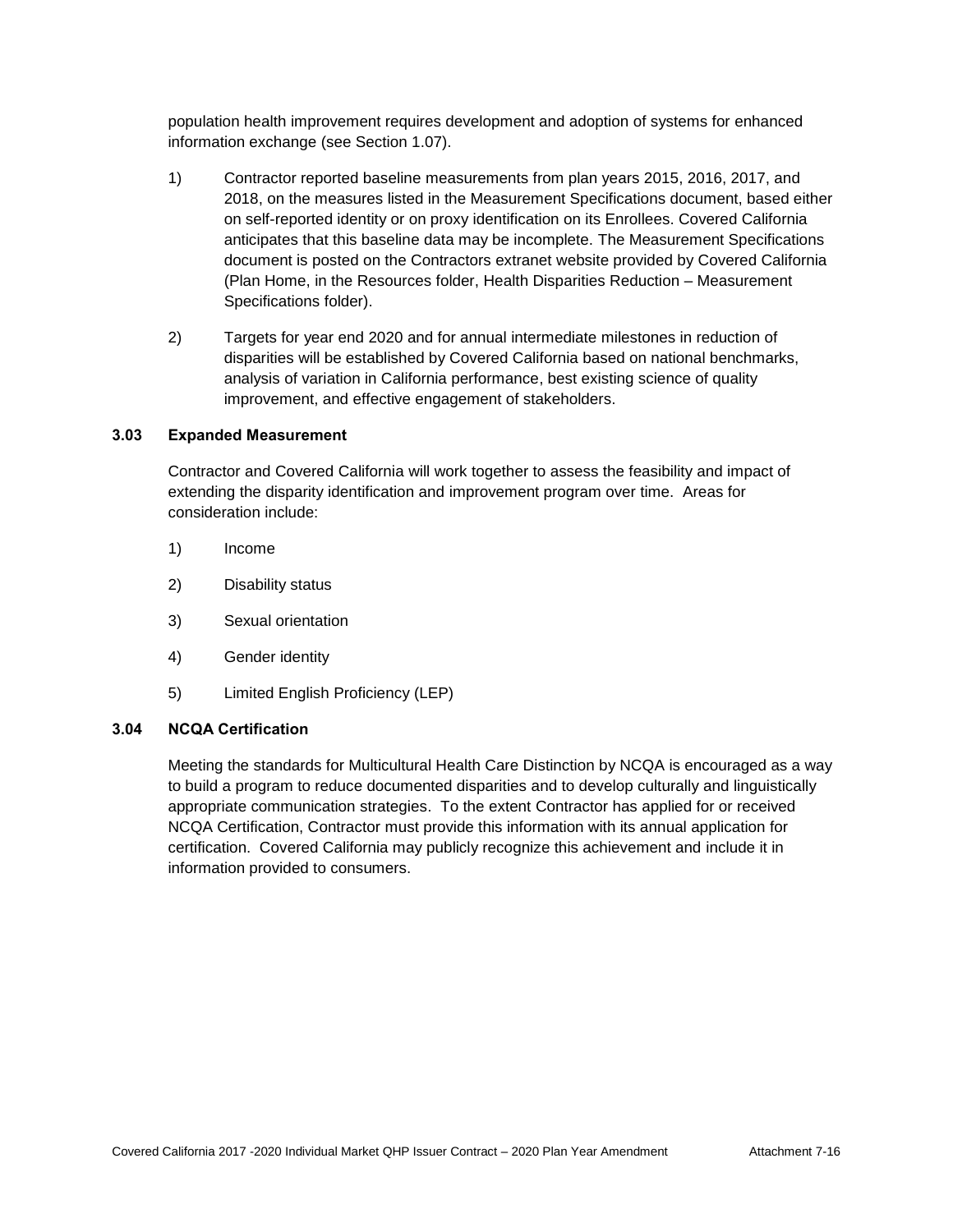population health improvement requires development and adoption of systems for enhanced information exchange (see Section 1.07).

1) Contractor reported baseline measurements from plan years 2015, 2016, 2017, and 2018, on the measures listed in the Measurement Specifications document, based either on self-reported identity or on proxy identification on its Enrollees. Covered California anticipates that this baseline data may be incomplete. The Measurement Specifications document is posted on the Contractors extranet website provided by Covered California (Plan Home, in the Resources folder, Health Disparities Reduction – Measurement Specifications folder).

2) Targets for year end 2020 and for annual intermediate milestones in reduction of disparities will be established by Covered California based on national benchmarks, analysis of variation in California performance, best existing science of quality improvement, and effective engagement of stakeholders.

### 3.03 Expanded Measurement

Contractor and Covered California will work together to assess the feasibility and impact of extending the disparity identification and improvement program over time. Areas for consideration include:

1) Income

2) Disability status

3) Sexual orientation

4) Gender identity

5) Limited English Proficiency (LEP)

### 3.04 NCQA Certification

Meeting the standards for Multicultural Health Care Distinction by NCQA is encouraged as a way to build a program to reduce documented disparities and to develop culturally and linguistically appropriate communication strategies. To the extent Contractor has applied for or received NCQA Certification, Contractor must provide this information with its annual application for certification. Covered California may publicly recognize this achievement and include it in information provided to consumers.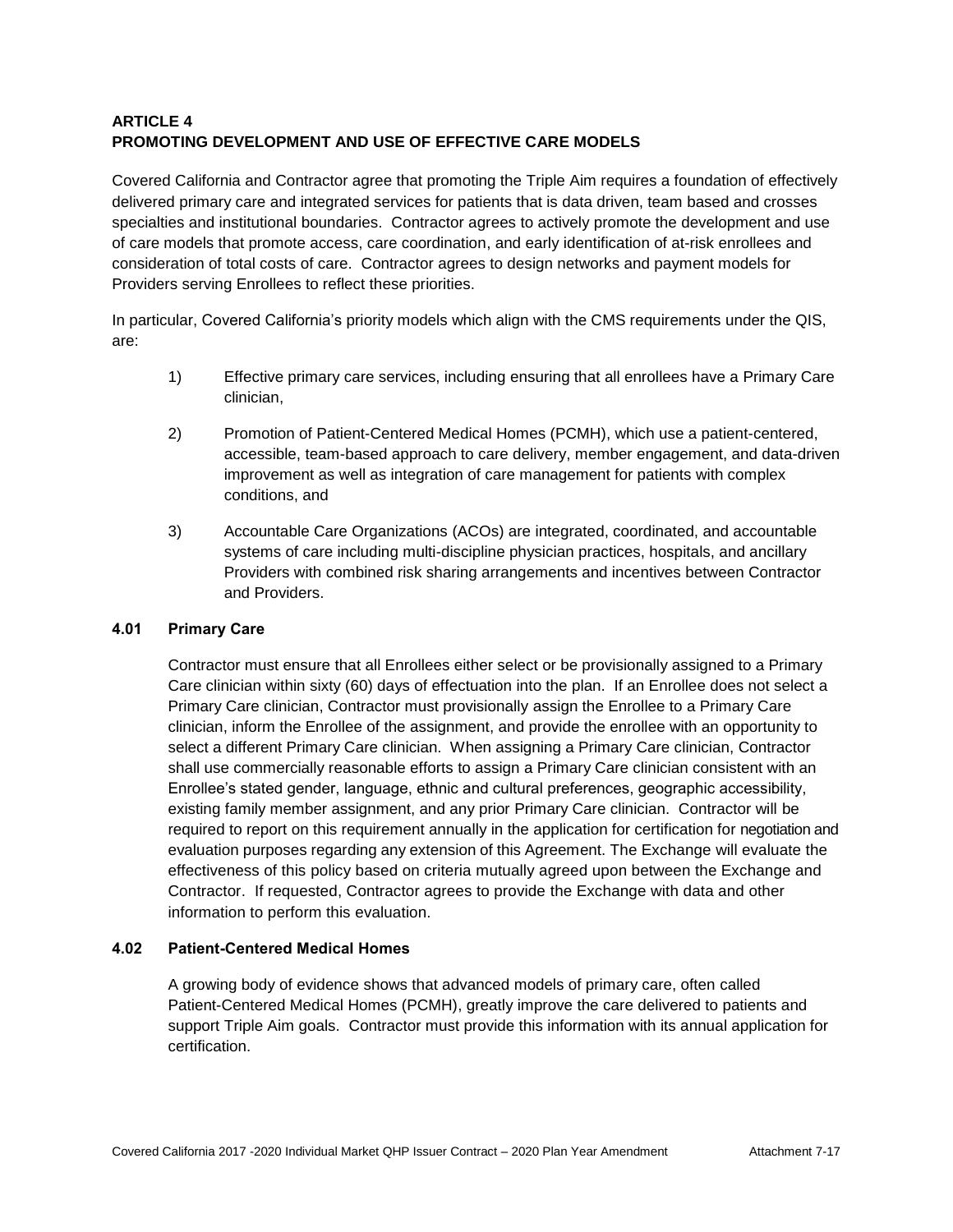## ARTICLE 4
## PROMOTING DEVELOPMENT AND USE OF EFFECTIVE CARE MODELS

Covered California and Contractor agree that promoting the Triple Aim requires a foundation of effectively delivered primary care and integrated services for patients that is data driven, team based and crosses specialties and institutional boundaries. Contractor agrees to actively promote the development and use of care models that promote access, care coordination, and early identification of at-risk enrollees and consideration of total costs of care. Contractor agrees to design networks and payment models for Providers serving Enrollees to reflect these priorities.

In particular, Covered California's priority models which align with the CMS requirements under the QIS, are:

1) Effective primary care services, including ensuring that all enrollees have a Primary Care clinician,

2) Promotion of Patient-Centered Medical Homes (PCMH), which use a patient-centered, accessible, team-based approach to care delivery, member engagement, and data-driven improvement as well as integration of care management for patients with complex conditions, and

3) Accountable Care Organizations (ACOs) are integrated, coordinated, and accountable systems of care including multi-discipline physician practices, hospitals, and ancillary Providers with combined risk sharing arrangements and incentives between Contractor and Providers.

### 4.01 Primary Care

Contractor must ensure that all Enrollees either select or be provisionally assigned to a Primary Care clinician within sixty (60) days of effectuation into the plan. If an Enrollee does not select a Primary Care clinician, Contractor must provisionally assign the Enrollee to a Primary Care clinician, inform the Enrollee of the assignment, and provide the enrollee with an opportunity to select a different Primary Care clinician. When assigning a Primary Care clinician, Contractor shall use commercially reasonable efforts to assign a Primary Care clinician consistent with an Enrollee's stated gender, language, ethnic and cultural preferences, geographic accessibility, existing family member assignment, and any prior Primary Care clinician. Contractor will be required to report on this requirement annually in the application for certification for negotiation and evaluation purposes regarding any extension of this Agreement. The Exchange will evaluate the effectiveness of this policy based on criteria mutually agreed upon between the Exchange and Contractor. If requested, Contractor agrees to provide the Exchange with data and other information to perform this evaluation.

### 4.02 Patient-Centered Medical Homes

A growing body of evidence shows that advanced models of primary care, often called Patient-Centered Medical Homes (PCMH), greatly improve the care delivered to patients and support Triple Aim goals. Contractor must provide this information with its annual application for certification.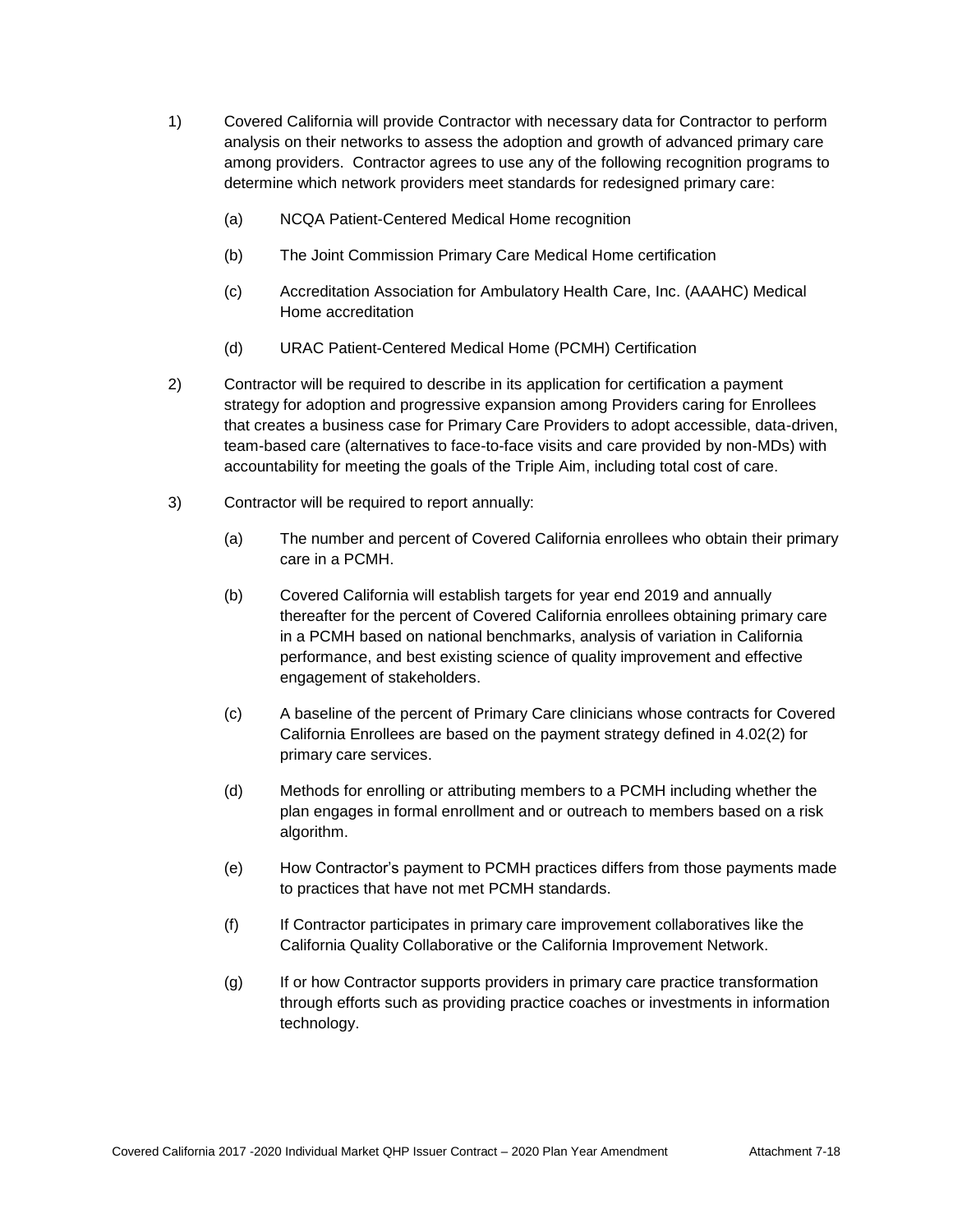1) Covered California will provide Contractor with necessary data for Contractor to perform analysis on their networks to assess the adoption and growth of advanced primary care among providers. Contractor agrees to use any of the following recognition programs to determine which network providers meet standards for redesigned primary care:

   (a) NCQA Patient-Centered Medical Home recognition

   (b) The Joint Commission Primary Care Medical Home certification

   (c) Accreditation Association for Ambulatory Health Care, Inc. (AAAHC) Medical Home accreditation

   (d) URAC Patient-Centered Medical Home (PCMH) Certification

2) Contractor will be required to describe in its application for certification a payment strategy for adoption and progressive expansion among Providers caring for Enrollees that creates a business case for Primary Care Providers to adopt accessible, data-driven, team-based care (alternatives to face-to-face visits and care provided by non-MDs) with accountability for meeting the goals of the Triple Aim, including total cost of care.

3) Contractor will be required to report annually:

   (a) The number and percent of Covered California enrollees who obtain their primary care in a PCMH.

   (b) Covered California will establish targets for year end 2019 and annually thereafter for the percent of Covered California enrollees obtaining primary care in a PCMH based on national benchmarks, analysis of variation in California performance, and best existing science of quality improvement and effective engagement of stakeholders.

   (c) A baseline of the percent of Primary Care clinicians whose contracts for Covered California Enrollees are based on the payment strategy defined in 4.02(2) for primary care services.

   (d) Methods for enrolling or attributing members to a PCMH including whether the plan engages in formal enrollment and or outreach to members based on a risk algorithm.

   (e) How Contractor's payment to PCMH practices differs from those payments made to practices that have not met PCMH standards.

   (f) If Contractor participates in primary care improvement collaboratives like the California Quality Collaborative or the California Improvement Network.

   (g) If or how Contractor supports providers in primary care practice transformation through efforts such as providing practice coaches or investments in information technology.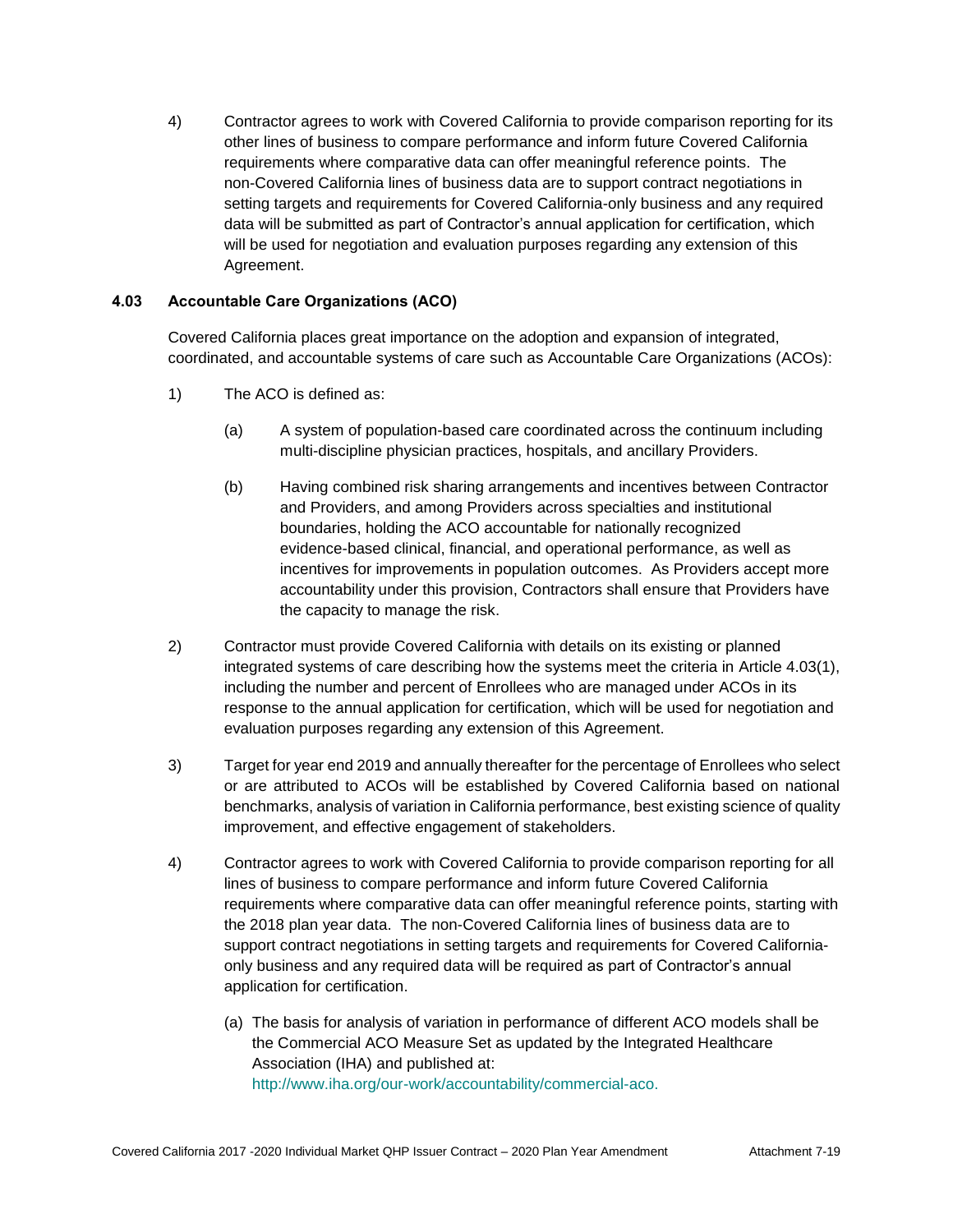4) Contractor agrees to work with Covered California to provide comparison reporting for its other lines of business to compare performance and inform future Covered California requirements where comparative data can offer meaningful reference points. The non-Covered California lines of business data are to support contract negotiations in setting targets and requirements for Covered California-only business and any required data will be submitted as part of Contractor's annual application for certification, which will be used for negotiation and evaluation purposes regarding any extension of this Agreement.

### 4.03 Accountable Care Organizations (ACO)

Covered California places great importance on the adoption and expansion of integrated, coordinated, and accountable systems of care such as Accountable Care Organizations (ACOs):

1) The ACO is defined as:

   (a) A system of population-based care coordinated across the continuum including multi-discipline physician practices, hospitals, and ancillary Providers.

   (b) Having combined risk sharing arrangements and incentives between Contractor and Providers, and among Providers across specialties and institutional boundaries, holding the ACO accountable for nationally recognized evidence-based clinical, financial, and operational performance, as well as incentives for improvements in population outcomes. As Providers accept more accountability under this provision, Contractors shall ensure that Providers have the capacity to manage the risk.

2) Contractor must provide Covered California with details on its existing or planned integrated systems of care describing how the systems meet the criteria in Article 4.03(1), including the number and percent of Enrollees who are managed under ACOs in its response to the annual application for certification, which will be used for negotiation and evaluation purposes regarding any extension of this Agreement.

3) Target for year end 2019 and annually thereafter for the percentage of Enrollees who select or are attributed to ACOs will be established by Covered California based on national benchmarks, analysis of variation in California performance, best existing science of quality improvement, and effective engagement of stakeholders.

4) Contractor agrees to work with Covered California to provide comparison reporting for all lines of business to compare performance and inform future Covered California requirements where comparative data can offer meaningful reference points, starting with the 2018 plan year data. The non-Covered California lines of business data are to support contract negotiations in setting targets and requirements for Covered California-only business and any required data will be required as part of Contractor's annual application for certification.

   (a) The basis for analysis of variation in performance of different ACO models shall be the Commercial ACO Measure Set as updated by the Integrated Healthcare Association (IHA) and published at: http://www.iha.org/our-work/accountability/commercial-aco.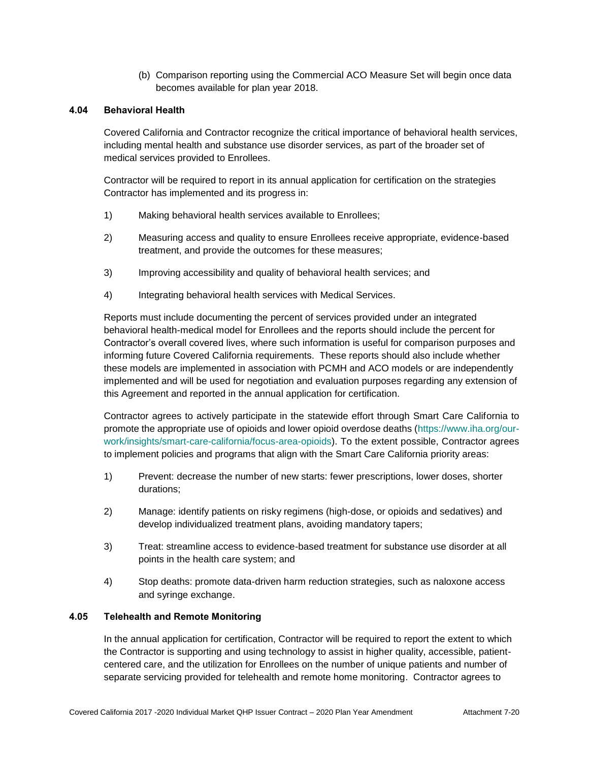(b) Comparison reporting using the Commercial ACO Measure Set will begin once data becomes available for plan year 2018.

### 4.04 Behavioral Health

Covered California and Contractor recognize the critical importance of behavioral health services, including mental health and substance use disorder services, as part of the broader set of medical services provided to Enrollees.

Contractor will be required to report in its annual application for certification on the strategies Contractor has implemented and its progress in:

1) Making behavioral health services available to Enrollees;

2) Measuring access and quality to ensure Enrollees receive appropriate, evidence-based treatment, and provide the outcomes for these measures;

3) Improving accessibility and quality of behavioral health services; and

4) Integrating behavioral health services with Medical Services.

Reports must include documenting the percent of services provided under an integrated behavioral health-medical model for Enrollees and the reports should include the percent for Contractor's overall covered lives, where such information is useful for comparison purposes and informing future Covered California requirements. These reports should also include whether these models are implemented in association with PCMH and ACO models or are independently implemented and will be used for negotiation and evaluation purposes regarding any extension of this Agreement and reported in the annual application for certification.

Contractor agrees to actively participate in the statewide effort through Smart Care California to promote the appropriate use of opioids and lower opioid overdose deaths (https://www.iha.org/our-work/insights/smart-care-california/focus-area-opioids). To the extent possible, Contractor agrees to implement policies and programs that align with the Smart Care California priority areas:

1) Prevent: decrease the number of new starts: fewer prescriptions, lower doses, shorter durations;

2) Manage: identify patients on risky regimens (high-dose, or opioids and sedatives) and develop individualized treatment plans, avoiding mandatory tapers;

3) Treat: streamline access to evidence-based treatment for substance use disorder at all points in the health care system; and

4) Stop deaths: promote data-driven harm reduction strategies, such as naloxone access and syringe exchange.

### 4.05 Telehealth and Remote Monitoring

In the annual application for certification, Contractor will be required to report the extent to which the Contractor is supporting and using technology to assist in higher quality, accessible, patient-centered care, and the utilization for Enrollees on the number of unique patients and number of separate servicing provided for telehealth and remote home monitoring. Contractor agrees to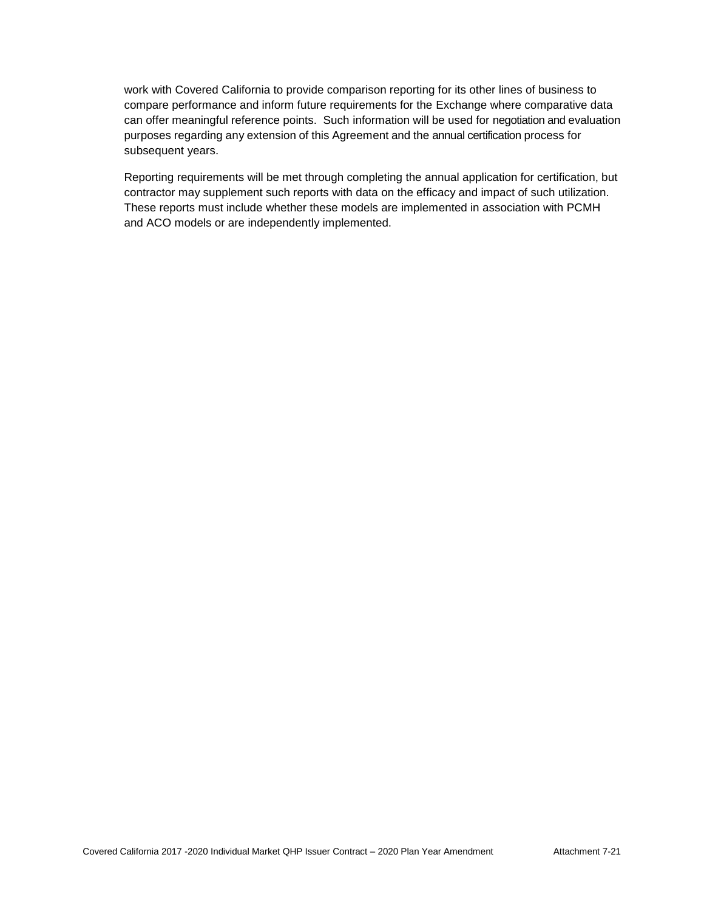work with Covered California to provide comparison reporting for its other lines of business to compare performance and inform future requirements for the Exchange where comparative data can offer meaningful reference points. Such information will be used for negotiation and evaluation purposes regarding any extension of this Agreement and the annual certification process for subsequent years.

Reporting requirements will be met through completing the annual application for certification, but contractor may supplement such reports with data on the efficacy and impact of such utilization. These reports must include whether these models are implemented in association with PCMH and ACO models or are independently implemented.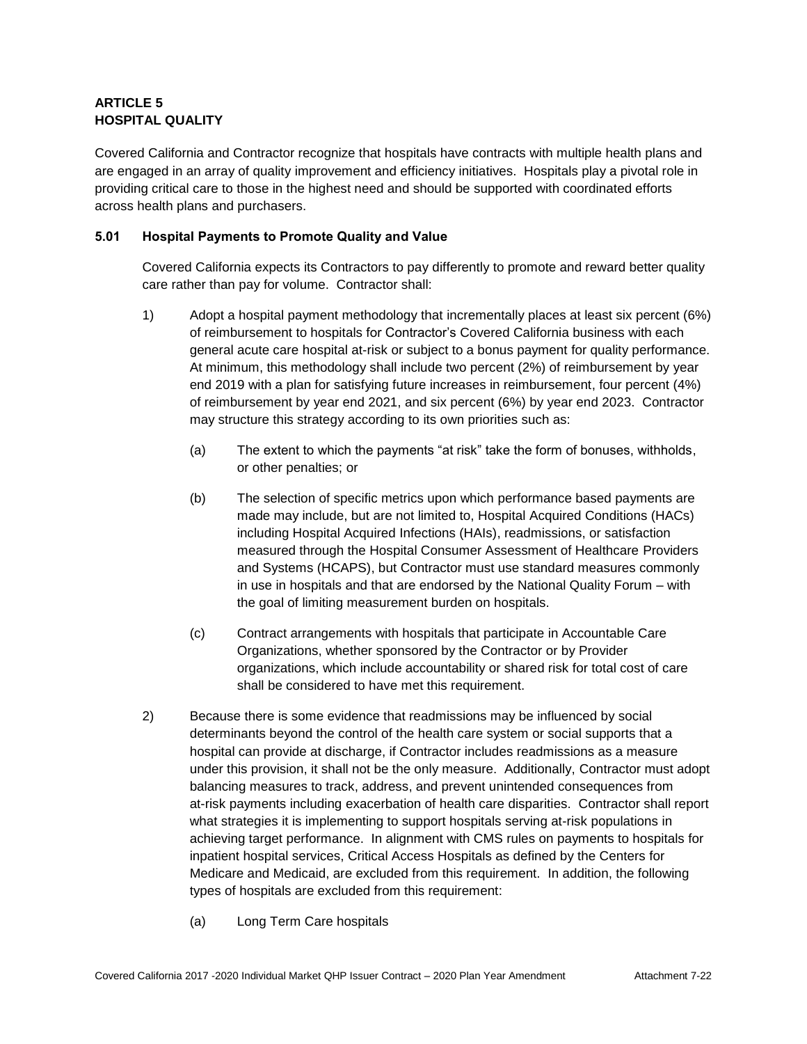**ARTICLE 5**
**HOSPITAL QUALITY**

Covered California and Contractor recognize that hospitals have contracts with multiple health plans and are engaged in an array of quality improvement and efficiency initiatives. Hospitals play a pivotal role in providing critical care to those in the highest need and should be supported with coordinated efforts across health plans and purchasers.

**5.01 Hospital Payments to Promote Quality and Value**

Covered California expects its Contractors to pay differently to promote and reward better quality care rather than pay for volume. Contractor shall:

1) Adopt a hospital payment methodology that incrementally places at least six percent (6%) of reimbursement to hospitals for Contractor's Covered California business with each general acute care hospital at-risk or subject to a bonus payment for quality performance. At minimum, this methodology shall include two percent (2%) of reimbursement by year end 2019 with a plan for satisfying future increases in reimbursement, four percent (4%) of reimbursement by year end 2021, and six percent (6%) by year end 2023. Contractor may structure this strategy according to its own priorities such as:

    (a) The extent to which the payments "at risk" take the form of bonuses, withholds, or other penalties; or

    (b) The selection of specific metrics upon which performance based payments are made may include, but are not limited to, Hospital Acquired Conditions (HACs) including Hospital Acquired Infections (HAIs), readmissions, or satisfaction measured through the Hospital Consumer Assessment of Healthcare Providers and Systems (HCAPS), but Contractor must use standard measures commonly in use in hospitals and that are endorsed by the National Quality Forum – with the goal of limiting measurement burden on hospitals.

    (c) Contract arrangements with hospitals that participate in Accountable Care Organizations, whether sponsored by the Contractor or by Provider organizations, which include accountability or shared risk for total cost of care shall be considered to have met this requirement.

2) Because there is some evidence that readmissions may be influenced by social determinants beyond the control of the health care system or social supports that a hospital can provide at discharge, if Contractor includes readmissions as a measure under this provision, it shall not be the only measure. Additionally, Contractor must adopt balancing measures to track, address, and prevent unintended consequences from at-risk payments including exacerbation of health care disparities. Contractor shall report what strategies it is implementing to support hospitals serving at-risk populations in achieving target performance. In alignment with CMS rules on payments to hospitals for inpatient hospital services, Critical Access Hospitals as defined by the Centers for Medicare and Medicaid, are excluded from this requirement. In addition, the following types of hospitals are excluded from this requirement:

    (a) Long Term Care hospitals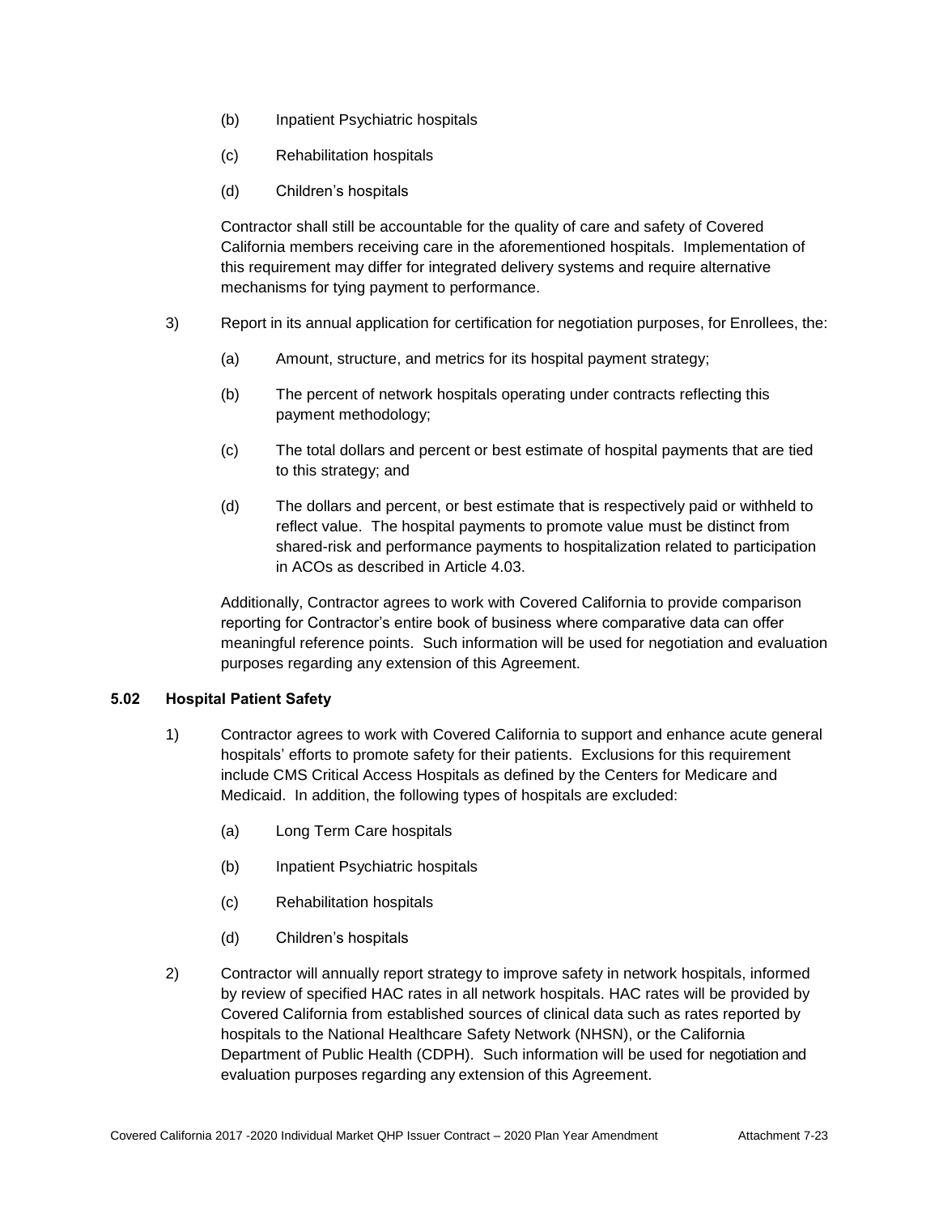(b) Inpatient Psychiatric hospitals

(c) Rehabilitation hospitals

(d) Children's hospitals

Contractor shall still be accountable for the quality of care and safety of Covered California members receiving care in the aforementioned hospitals. Implementation of this requirement may differ for integrated delivery systems and require alternative mechanisms for tying payment to performance.

3) Report in its annual application for certification for negotiation purposes, for Enrollees, the:

(a) Amount, structure, and metrics for its hospital payment strategy;

(b) The percent of network hospitals operating under contracts reflecting this payment methodology;

(c) The total dollars and percent or best estimate of hospital payments that are tied to this strategy; and

(d) The dollars and percent, or best estimate that is respectively paid or withheld to reflect value. The hospital payments to promote value must be distinct from shared-risk and performance payments to hospitalization related to participation in ACOs as described in Article 4.03.

Additionally, Contractor agrees to work with Covered California to provide comparison reporting for Contractor's entire book of business where comparative data can offer meaningful reference points. Such information will be used for negotiation and evaluation purposes regarding any extension of this Agreement.

### 5.02 Hospital Patient Safety

1) Contractor agrees to work with Covered California to support and enhance acute general hospitals' efforts to promote safety for their patients. Exclusions for this requirement include CMS Critical Access Hospitals as defined by the Centers for Medicare and Medicaid. In addition, the following types of hospitals are excluded:

(a) Long Term Care hospitals

(b) Inpatient Psychiatric hospitals

(c) Rehabilitation hospitals

(d) Children's hospitals

2) Contractor will annually report strategy to improve safety in network hospitals, informed by review of specified HAC rates in all network hospitals. HAC rates will be provided by Covered California from established sources of clinical data such as rates reported by hospitals to the National Healthcare Safety Network (NHSN), or the California Department of Public Health (CDPH). Such information will be used for negotiation and evaluation purposes regarding any extension of this Agreement.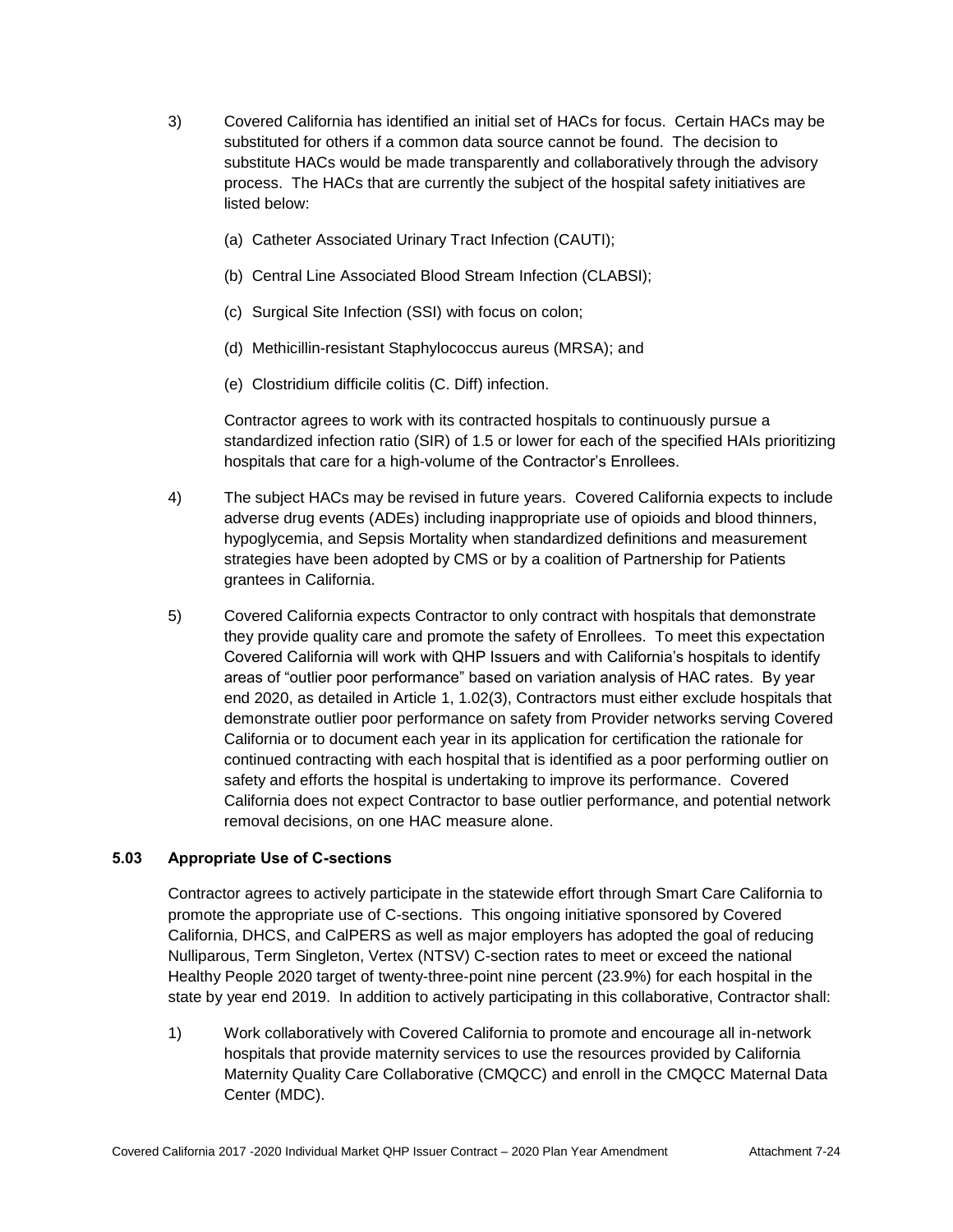3) Covered California has identified an initial set of HACs for focus. Certain HACs may be substituted for others if a common data source cannot be found. The decision to substitute HACs would be made transparently and collaboratively through the advisory process. The HACs that are currently the subject of the hospital safety initiatives are listed below:

   (a) Catheter Associated Urinary Tract Infection (CAUTI);

   (b) Central Line Associated Blood Stream Infection (CLABSI);

   (c) Surgical Site Infection (SSI) with focus on colon;

   (d) Methicillin-resistant Staphylococcus aureus (MRSA); and

   (e) Clostridium difficile colitis (C. Diff) infection.

   Contractor agrees to work with its contracted hospitals to continuously pursue a standardized infection ratio (SIR) of 1.5 or lower for each of the specified HAIs prioritizing hospitals that care for a high-volume of the Contractor's Enrollees.

4) The subject HACs may be revised in future years. Covered California expects to include adverse drug events (ADEs) including inappropriate use of opioids and blood thinners, hypoglycemia, and Sepsis Mortality when standardized definitions and measurement strategies have been adopted by CMS or by a coalition of Partnership for Patients grantees in California.

5) Covered California expects Contractor to only contract with hospitals that demonstrate they provide quality care and promote the safety of Enrollees. To meet this expectation Covered California will work with QHP Issuers and with California's hospitals to identify areas of "outlier poor performance" based on variation analysis of HAC rates. By year end 2020, as detailed in Article 1, 1.02(3), Contractors must either exclude hospitals that demonstrate outlier poor performance on safety from Provider networks serving Covered California or to document each year in its application for certification the rationale for continued contracting with each hospital that is identified as a poor performing outlier on safety and efforts the hospital is undertaking to improve its performance. Covered California does not expect Contractor to base outlier performance, and potential network removal decisions, on one HAC measure alone.

### 5.03 Appropriate Use of C-sections

Contractor agrees to actively participate in the statewide effort through Smart Care California to promote the appropriate use of C-sections. This ongoing initiative sponsored by Covered California, DHCS, and CalPERS as well as major employers has adopted the goal of reducing Nulliparous, Term Singleton, Vertex (NTSV) C-section rates to meet or exceed the national Healthy People 2020 target of twenty-three-point nine percent (23.9%) for each hospital in the state by year end 2019. In addition to actively participating in this collaborative, Contractor shall:

1) Work collaboratively with Covered California to promote and encourage all in-network hospitals that provide maternity services to use the resources provided by California Maternity Quality Care Collaborative (CMQCC) and enroll in the CMQCC Maternal Data Center (MDC).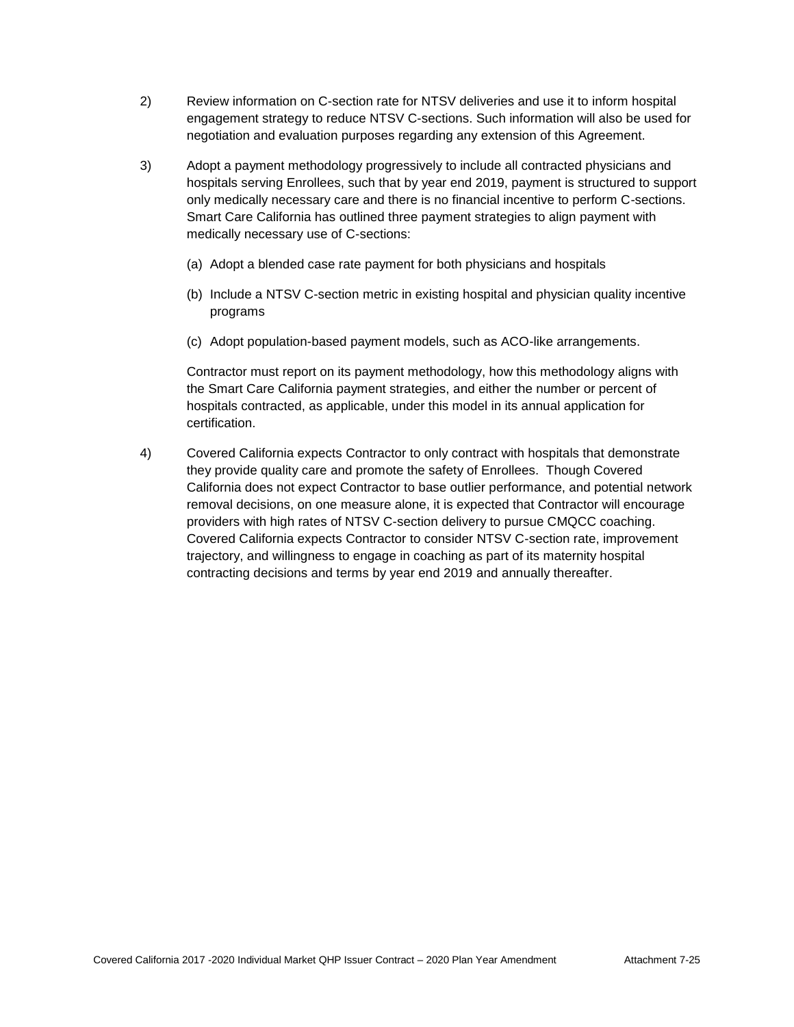2) Review information on C-section rate for NTSV deliveries and use it to inform hospital engagement strategy to reduce NTSV C-sections. Such information will also be used for negotiation and evaluation purposes regarding any extension of this Agreement.

3) Adopt a payment methodology progressively to include all contracted physicians and hospitals serving Enrollees, such that by year end 2019, payment is structured to support only medically necessary care and there is no financial incentive to perform C-sections. Smart Care California has outlined three payment strategies to align payment with medically necessary use of C-sections:

   (a) Adopt a blended case rate payment for both physicians and hospitals

   (b) Include a NTSV C-section metric in existing hospital and physician quality incentive programs

   (c) Adopt population-based payment models, such as ACO-like arrangements.

   Contractor must report on its payment methodology, how this methodology aligns with the Smart Care California payment strategies, and either the number or percent of hospitals contracted, as applicable, under this model in its annual application for certification.

4) Covered California expects Contractor to only contract with hospitals that demonstrate they provide quality care and promote the safety of Enrollees. Though Covered California does not expect Contractor to base outlier performance, and potential network removal decisions, on one measure alone, it is expected that Contractor will encourage providers with high rates of NTSV C-section delivery to pursue CMQCC coaching. Covered California expects Contractor to consider NTSV C-section rate, improvement trajectory, and willingness to engage in coaching as part of its maternity hospital contracting decisions and terms by year end 2019 and annually thereafter.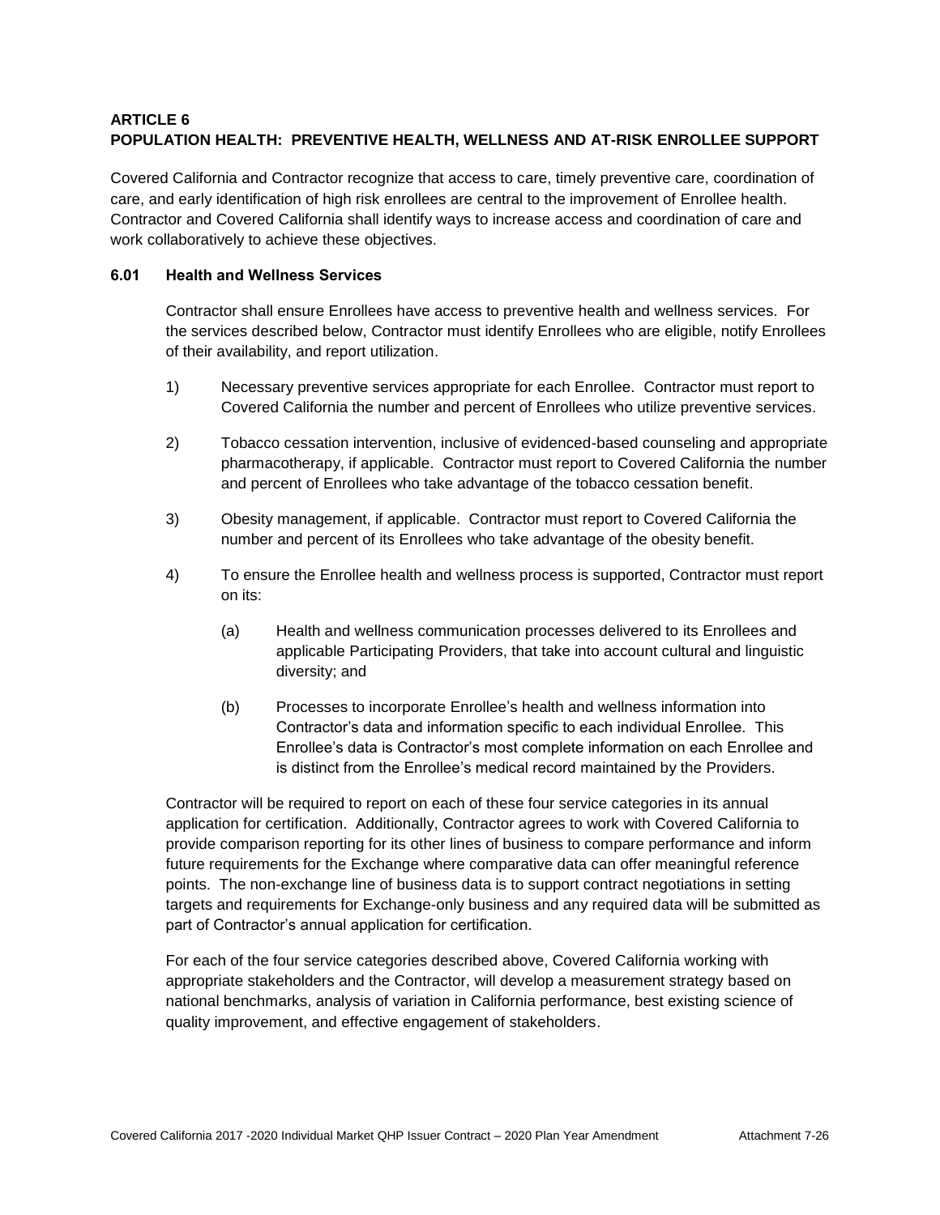## ARTICLE 6
## POPULATION HEALTH: PREVENTIVE HEALTH, WELLNESS AND AT-RISK ENROLLEE SUPPORT

Covered California and Contractor recognize that access to care, timely preventive care, coordination of care, and early identification of high risk enrollees are central to the improvement of Enrollee health. Contractor and Covered California shall identify ways to increase access and coordination of care and work collaboratively to achieve these objectives.

### 6.01 Health and Wellness Services

Contractor shall ensure Enrollees have access to preventive health and wellness services. For the services described below, Contractor must identify Enrollees who are eligible, notify Enrollees of their availability, and report utilization.

1) Necessary preventive services appropriate for each Enrollee. Contractor must report to Covered California the number and percent of Enrollees who utilize preventive services.

2) Tobacco cessation intervention, inclusive of evidenced-based counseling and appropriate pharmacotherapy, if applicable. Contractor must report to Covered California the number and percent of Enrollees who take advantage of the tobacco cessation benefit.

3) Obesity management, if applicable. Contractor must report to Covered California the number and percent of its Enrollees who take advantage of the obesity benefit.

4) To ensure the Enrollee health and wellness process is supported, Contractor must report on its:

   (a) Health and wellness communication processes delivered to its Enrollees and applicable Participating Providers, that take into account cultural and linguistic diversity; and

   (b) Processes to incorporate Enrollee's health and wellness information into Contractor's data and information specific to each individual Enrollee. This Enrollee's data is Contractor's most complete information on each Enrollee and is distinct from the Enrollee's medical record maintained by the Providers.

Contractor will be required to report on each of these four service categories in its annual application for certification. Additionally, Contractor agrees to work with Covered California to provide comparison reporting for its other lines of business to compare performance and inform future requirements for the Exchange where comparative data can offer meaningful reference points. The non-exchange line of business data is to support contract negotiations in setting targets and requirements for Exchange-only business and any required data will be submitted as part of Contractor's annual application for certification.

For each of the four service categories described above, Covered California working with appropriate stakeholders and the Contractor, will develop a measurement strategy based on national benchmarks, analysis of variation in California performance, best existing science of quality improvement, and effective engagement of stakeholders.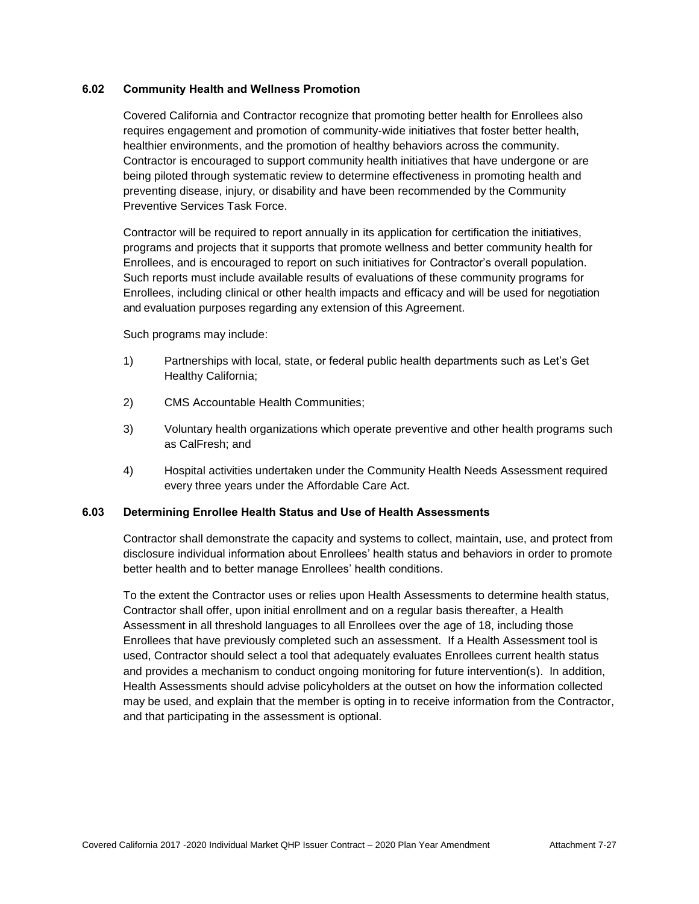### 6.02 Community Health and Wellness Promotion

Covered California and Contractor recognize that promoting better health for Enrollees also requires engagement and promotion of community-wide initiatives that foster better health, healthier environments, and the promotion of healthy behaviors across the community. Contractor is encouraged to support community health initiatives that have undergone or are being piloted through systematic review to determine effectiveness in promoting health and preventing disease, injury, or disability and have been recommended by the Community Preventive Services Task Force.

Contractor will be required to report annually in its application for certification the initiatives, programs and projects that it supports that promote wellness and better community health for Enrollees, and is encouraged to report on such initiatives for Contractor's overall population. Such reports must include available results of evaluations of these community programs for Enrollees, including clinical or other health impacts and efficacy and will be used for negotiation and evaluation purposes regarding any extension of this Agreement.

Such programs may include:

1) Partnerships with local, state, or federal public health departments such as Let's Get Healthy California;

2) CMS Accountable Health Communities;

3) Voluntary health organizations which operate preventive and other health programs such as CalFresh; and

4) Hospital activities undertaken under the Community Health Needs Assessment required every three years under the Affordable Care Act.

### 6.03 Determining Enrollee Health Status and Use of Health Assessments

Contractor shall demonstrate the capacity and systems to collect, maintain, use, and protect from disclosure individual information about Enrollees' health status and behaviors in order to promote better health and to better manage Enrollees' health conditions.

To the extent the Contractor uses or relies upon Health Assessments to determine health status, Contractor shall offer, upon initial enrollment and on a regular basis thereafter, a Health Assessment in all threshold languages to all Enrollees over the age of 18, including those Enrollees that have previously completed such an assessment. If a Health Assessment tool is used, Contractor should select a tool that adequately evaluates Enrollees current health status and provides a mechanism to conduct ongoing monitoring for future intervention(s). In addition, Health Assessments should advise policyholders at the outset on how the information collected may be used, and explain that the member is opting in to receive information from the Contractor, and that participating in the assessment is optional.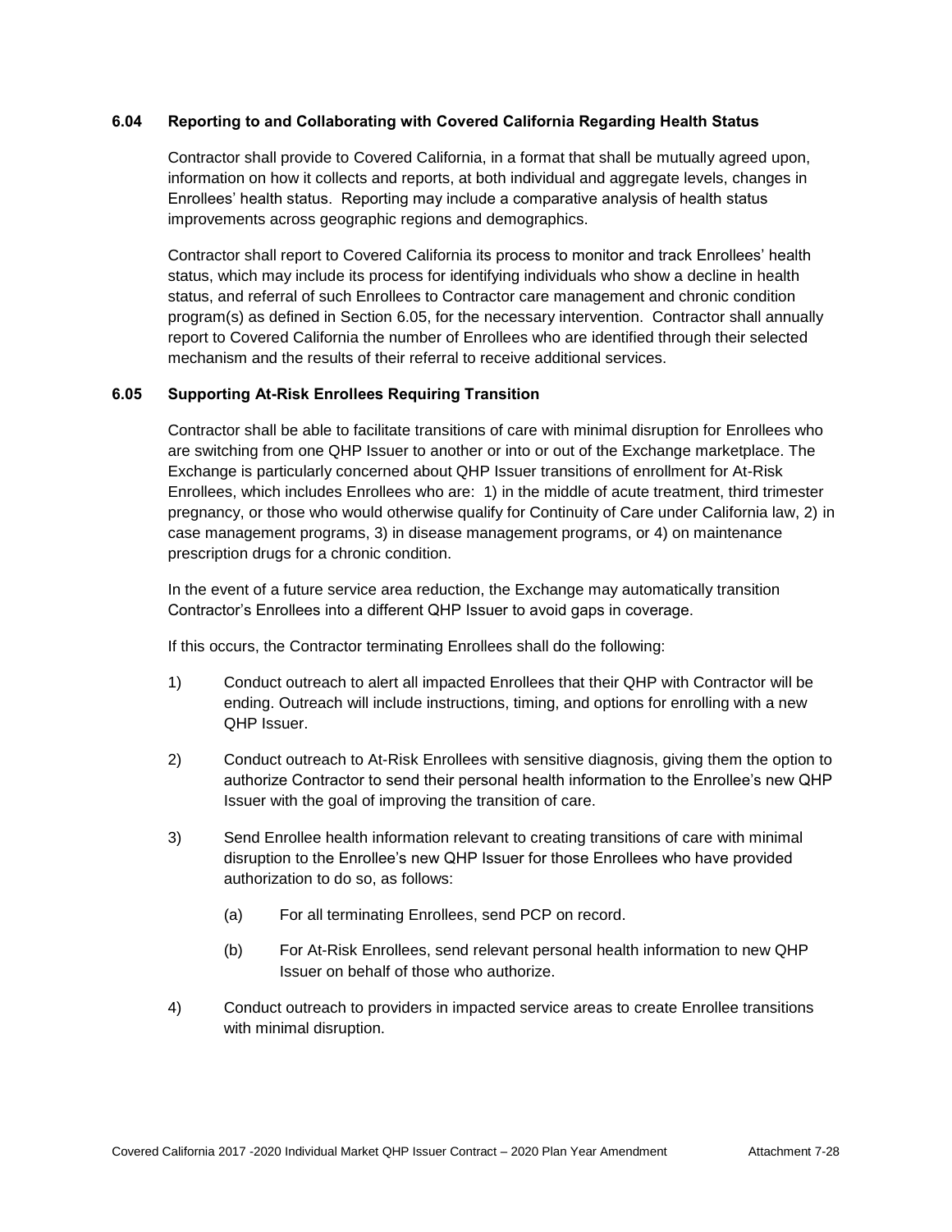### 6.04 Reporting to and Collaborating with Covered California Regarding Health Status

Contractor shall provide to Covered California, in a format that shall be mutually agreed upon, information on how it collects and reports, at both individual and aggregate levels, changes in Enrollees' health status. Reporting may include a comparative analysis of health status improvements across geographic regions and demographics.

Contractor shall report to Covered California its process to monitor and track Enrollees' health status, which may include its process for identifying individuals who show a decline in health status, and referral of such Enrollees to Contractor care management and chronic condition program(s) as defined in Section 6.05, for the necessary intervention. Contractor shall annually report to Covered California the number of Enrollees who are identified through their selected mechanism and the results of their referral to receive additional services.

### 6.05 Supporting At-Risk Enrollees Requiring Transition

Contractor shall be able to facilitate transitions of care with minimal disruption for Enrollees who are switching from one QHP Issuer to another or into or out of the Exchange marketplace. The Exchange is particularly concerned about QHP Issuer transitions of enrollment for At-Risk Enrollees, which includes Enrollees who are: 1) in the middle of acute treatment, third trimester pregnancy, or those who would otherwise qualify for Continuity of Care under California law, 2) in case management programs, 3) in disease management programs, or 4) on maintenance prescription drugs for a chronic condition.

In the event of a future service area reduction, the Exchange may automatically transition Contractor's Enrollees into a different QHP Issuer to avoid gaps in coverage.

If this occurs, the Contractor terminating Enrollees shall do the following:

1) Conduct outreach to alert all impacted Enrollees that their QHP with Contractor will be ending. Outreach will include instructions, timing, and options for enrolling with a new QHP Issuer.

2) Conduct outreach to At-Risk Enrollees with sensitive diagnosis, giving them the option to authorize Contractor to send their personal health information to the Enrollee's new QHP Issuer with the goal of improving the transition of care.

3) Send Enrollee health information relevant to creating transitions of care with minimal disruption to the Enrollee's new QHP Issuer for those Enrollees who have provided authorization to do so, as follows:

   (a) For all terminating Enrollees, send PCP on record.

   (b) For At-Risk Enrollees, send relevant personal health information to new QHP Issuer on behalf of those who authorize.

4) Conduct outreach to providers in impacted service areas to create Enrollee transitions with minimal disruption.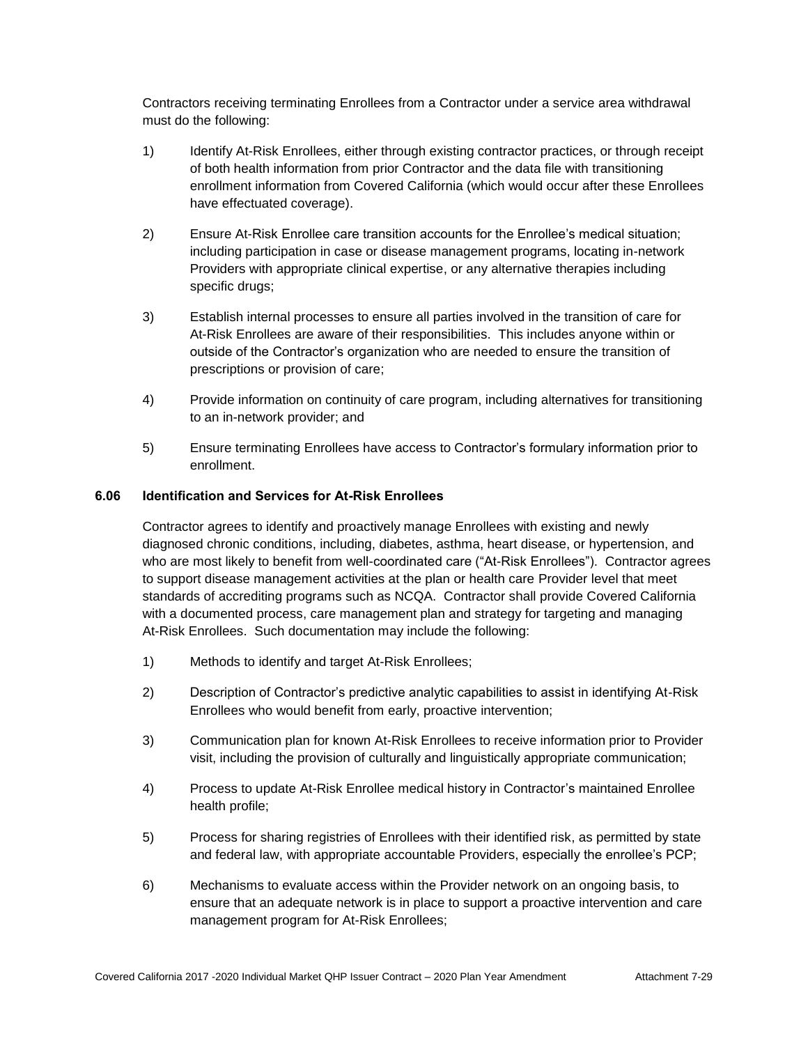Contractors receiving terminating Enrollees from a Contractor under a service area withdrawal must do the following:

1) Identify At-Risk Enrollees, either through existing contractor practices, or through receipt of both health information from prior Contractor and the data file with transitioning enrollment information from Covered California (which would occur after these Enrollees have effectuated coverage).

2) Ensure At-Risk Enrollee care transition accounts for the Enrollee's medical situation; including participation in case or disease management programs, locating in-network Providers with appropriate clinical expertise, or any alternative therapies including specific drugs;

3) Establish internal processes to ensure all parties involved in the transition of care for At-Risk Enrollees are aware of their responsibilities. This includes anyone within or outside of the Contractor's organization who are needed to ensure the transition of prescriptions or provision of care;

4) Provide information on continuity of care program, including alternatives for transitioning to an in-network provider; and

5) Ensure terminating Enrollees have access to Contractor's formulary information prior to enrollment.

### 6.06 Identification and Services for At-Risk Enrollees

Contractor agrees to identify and proactively manage Enrollees with existing and newly diagnosed chronic conditions, including, diabetes, asthma, heart disease, or hypertension, and who are most likely to benefit from well-coordinated care ("At-Risk Enrollees"). Contractor agrees to support disease management activities at the plan or health care Provider level that meet standards of accrediting programs such as NCQA. Contractor shall provide Covered California with a documented process, care management plan and strategy for targeting and managing At-Risk Enrollees. Such documentation may include the following:

1) Methods to identify and target At-Risk Enrollees;

2) Description of Contractor's predictive analytic capabilities to assist in identifying At-Risk Enrollees who would benefit from early, proactive intervention;

3) Communication plan for known At-Risk Enrollees to receive information prior to Provider visit, including the provision of culturally and linguistically appropriate communication;

4) Process to update At-Risk Enrollee medical history in Contractor's maintained Enrollee health profile;

5) Process for sharing registries of Enrollees with their identified risk, as permitted by state and federal law, with appropriate accountable Providers, especially the enrollee's PCP;

6) Mechanisms to evaluate access within the Provider network on an ongoing basis, to ensure that an adequate network is in place to support a proactive intervention and care management program for At-Risk Enrollees;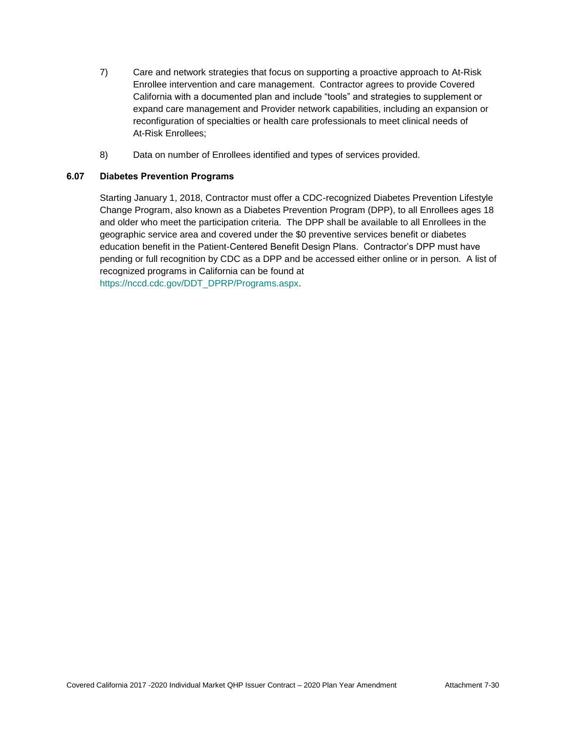7) Care and network strategies that focus on supporting a proactive approach to At-Risk Enrollee intervention and care management. Contractor agrees to provide Covered California with a documented plan and include "tools" and strategies to supplement or expand care management and Provider network capabilities, including an expansion or reconfiguration of specialties or health care professionals to meet clinical needs of At-Risk Enrollees;

8) Data on number of Enrollees identified and types of services provided.

**6.07 Diabetes Prevention Programs**

Starting January 1, 2018, Contractor must offer a CDC-recognized Diabetes Prevention Lifestyle Change Program, also known as a Diabetes Prevention Program (DPP), to all Enrollees ages 18 and older who meet the participation criteria. The DPP shall be available to all Enrollees in the geographic service area and covered under the $0 preventive services benefit or diabetes education benefit in the Patient-Centered Benefit Design Plans. Contractor's DPP must have pending or full recognition by CDC as a DPP and be accessed either online or in person. A list of recognized programs in California can be found at https://nccd.cdc.gov/DDT_DPRP/Programs.aspx.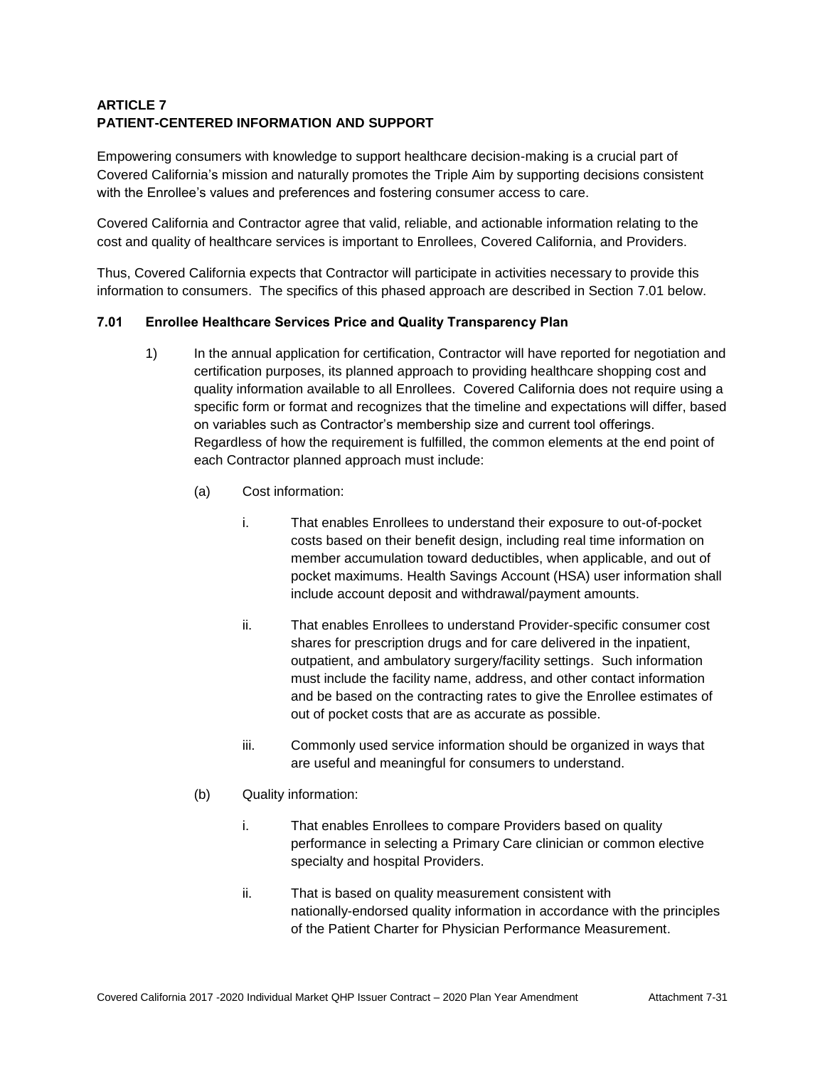## ARTICLE 7
## PATIENT-CENTERED INFORMATION AND SUPPORT

Empowering consumers with knowledge to support healthcare decision-making is a crucial part of Covered California's mission and naturally promotes the Triple Aim by supporting decisions consistent with the Enrollee's values and preferences and fostering consumer access to care.

Covered California and Contractor agree that valid, reliable, and actionable information relating to the cost and quality of healthcare services is important to Enrollees, Covered California, and Providers.

Thus, Covered California expects that Contractor will participate in activities necessary to provide this information to consumers. The specifics of this phased approach are described in Section 7.01 below.

### 7.01 Enrollee Healthcare Services Price and Quality Transparency Plan

1) In the annual application for certification, Contractor will have reported for negotiation and certification purposes, its planned approach to providing healthcare shopping cost and quality information available to all Enrollees. Covered California does not require using a specific form or format and recognizes that the timeline and expectations will differ, based on variables such as Contractor's membership size and current tool offerings. Regardless of how the requirement is fulfilled, the common elements at the end point of each Contractor planned approach must include:

   (a) Cost information:

      i. That enables Enrollees to understand their exposure to out-of-pocket costs based on their benefit design, including real time information on member accumulation toward deductibles, when applicable, and out of pocket maximums. Health Savings Account (HSA) user information shall include account deposit and withdrawal/payment amounts.

      ii. That enables Enrollees to understand Provider-specific consumer cost shares for prescription drugs and for care delivered in the inpatient, outpatient, and ambulatory surgery/facility settings. Such information must include the facility name, address, and other contact information and be based on the contracting rates to give the Enrollee estimates of out of pocket costs that are as accurate as possible.

      iii. Commonly used service information should be organized in ways that are useful and meaningful for consumers to understand.

   (b) Quality information:

      i. That enables Enrollees to compare Providers based on quality performance in selecting a Primary Care clinician or common elective specialty and hospital Providers.

      ii. That is based on quality measurement consistent with nationally-endorsed quality information in accordance with the principles of the Patient Charter for Physician Performance Measurement.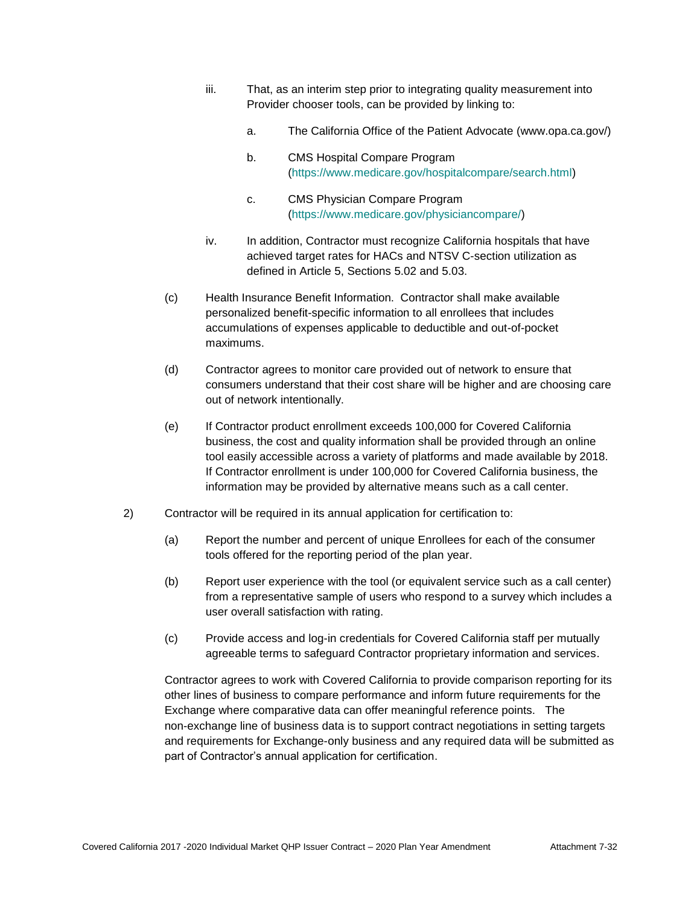iii. That, as an interim step prior to integrating quality measurement into Provider chooser tools, can be provided by linking to:

   a. The California Office of the Patient Advocate (www.opa.ca.gov/)

   b. CMS Hospital Compare Program (https://www.medicare.gov/hospitalcompare/search.html)

   c. CMS Physician Compare Program (https://www.medicare.gov/physiciancompare/)

iv. In addition, Contractor must recognize California hospitals that have achieved target rates for HACs and NTSV C-section utilization as defined in Article 5, Sections 5.02 and 5.03.

(c) Health Insurance Benefit Information. Contractor shall make available personalized benefit-specific information to all enrollees that includes accumulations of expenses applicable to deductible and out-of-pocket maximums.

(d) Contractor agrees to monitor care provided out of network to ensure that consumers understand that their cost share will be higher and are choosing care out of network intentionally.

(e) If Contractor product enrollment exceeds 100,000 for Covered California business, the cost and quality information shall be provided through an online tool easily accessible across a variety of platforms and made available by 2018. If Contractor enrollment is under 100,000 for Covered California business, the information may be provided by alternative means such as a call center.

2) Contractor will be required in its annual application for certification to:

(a) Report the number and percent of unique Enrollees for each of the consumer tools offered for the reporting period of the plan year.

(b) Report user experience with the tool (or equivalent service such as a call center) from a representative sample of users who respond to a survey which includes a user overall satisfaction with rating.

(c) Provide access and log-in credentials for Covered California staff per mutually agreeable terms to safeguard Contractor proprietary information and services.

Contractor agrees to work with Covered California to provide comparison reporting for its other lines of business to compare performance and inform future requirements for the Exchange where comparative data can offer meaningful reference points. The non-exchange line of business data is to support contract negotiations in setting targets and requirements for Exchange-only business and any required data will be submitted as part of Contractor's annual application for certification.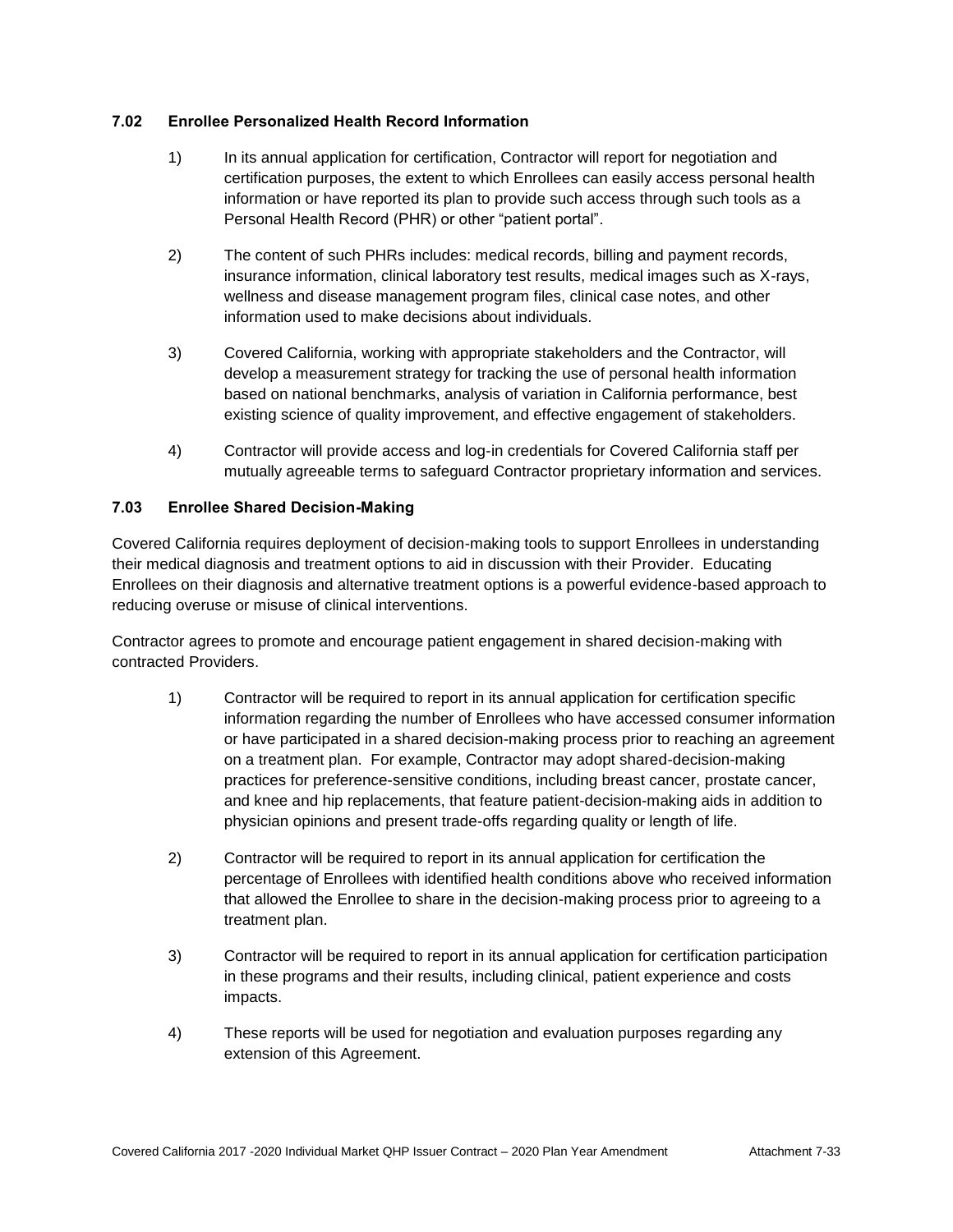### 7.02 Enrollee Personalized Health Record Information

1) In its annual application for certification, Contractor will report for negotiation and certification purposes, the extent to which Enrollees can easily access personal health information or have reported its plan to provide such access through such tools as a Personal Health Record (PHR) or other "patient portal".

2) The content of such PHRs includes: medical records, billing and payment records, insurance information, clinical laboratory test results, medical images such as X-rays, wellness and disease management program files, clinical case notes, and other information used to make decisions about individuals.

3) Covered California, working with appropriate stakeholders and the Contractor, will develop a measurement strategy for tracking the use of personal health information based on national benchmarks, analysis of variation in California performance, best existing science of quality improvement, and effective engagement of stakeholders.

4) Contractor will provide access and log-in credentials for Covered California staff per mutually agreeable terms to safeguard Contractor proprietary information and services.

### 7.03 Enrollee Shared Decision-Making

Covered California requires deployment of decision-making tools to support Enrollees in understanding their medical diagnosis and treatment options to aid in discussion with their Provider. Educating Enrollees on their diagnosis and alternative treatment options is a powerful evidence-based approach to reducing overuse or misuse of clinical interventions.

Contractor agrees to promote and encourage patient engagement in shared decision-making with contracted Providers.

1) Contractor will be required to report in its annual application for certification specific information regarding the number of Enrollees who have accessed consumer information or have participated in a shared decision-making process prior to reaching an agreement on a treatment plan. For example, Contractor may adopt shared-decision-making practices for preference-sensitive conditions, including breast cancer, prostate cancer, and knee and hip replacements, that feature patient-decision-making aids in addition to physician opinions and present trade-offs regarding quality or length of life.

2) Contractor will be required to report in its annual application for certification the percentage of Enrollees with identified health conditions above who received information that allowed the Enrollee to share in the decision-making process prior to agreeing to a treatment plan.

3) Contractor will be required to report in its annual application for certification participation in these programs and their results, including clinical, patient experience and costs impacts.

4) These reports will be used for negotiation and evaluation purposes regarding any extension of this Agreement.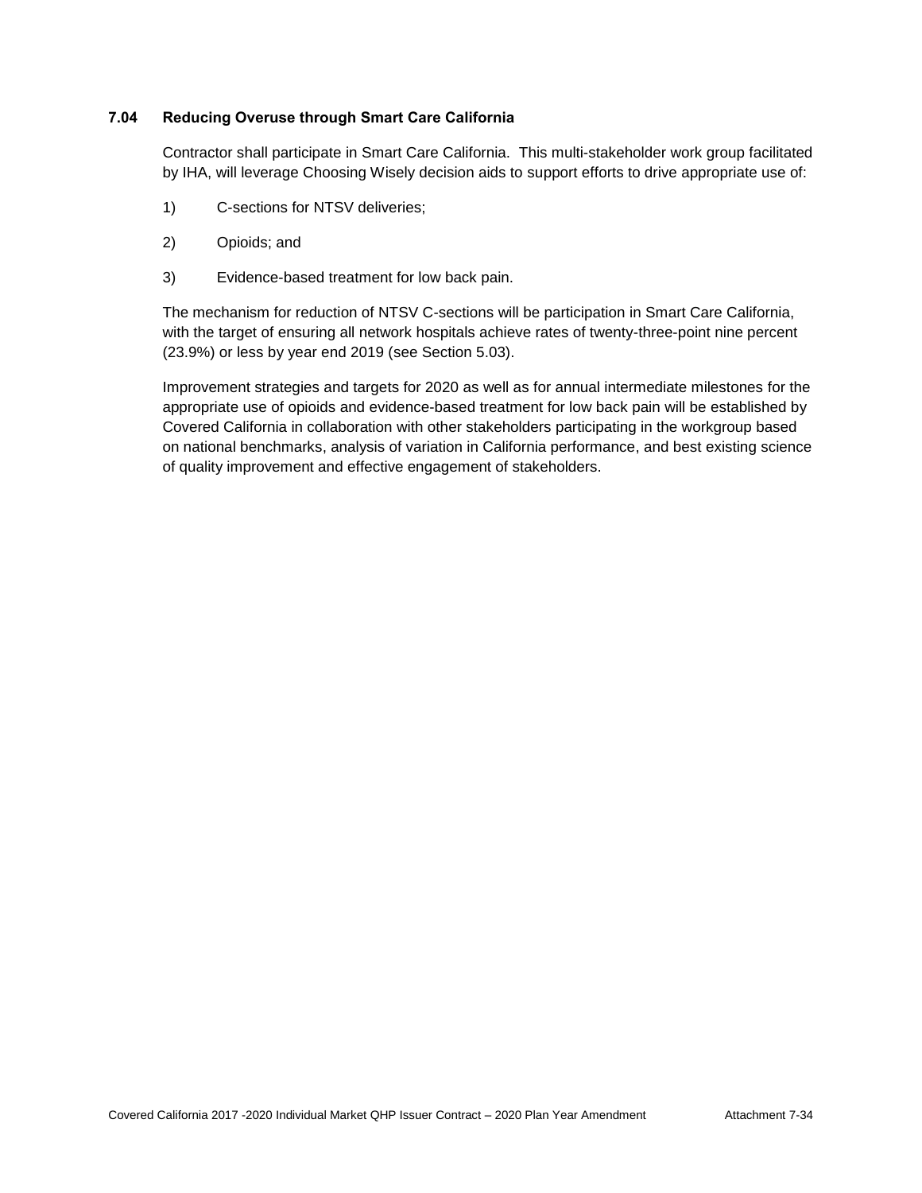### 7.04 Reducing Overuse through Smart Care California

Contractor shall participate in Smart Care California. This multi-stakeholder work group facilitated by IHA, will leverage Choosing Wisely decision aids to support efforts to drive appropriate use of:

1) C-sections for NTSV deliveries;

2) Opioids; and

3) Evidence-based treatment for low back pain.

The mechanism for reduction of NTSV C-sections will be participation in Smart Care California, with the target of ensuring all network hospitals achieve rates of twenty-three-point nine percent (23.9%) or less by year end 2019 (see Section 5.03).

Improvement strategies and targets for 2020 as well as for annual intermediate milestones for the appropriate use of opioids and evidence-based treatment for low back pain will be established by Covered California in collaboration with other stakeholders participating in the workgroup based on national benchmarks, analysis of variation in California performance, and best existing science of quality improvement and effective engagement of stakeholders.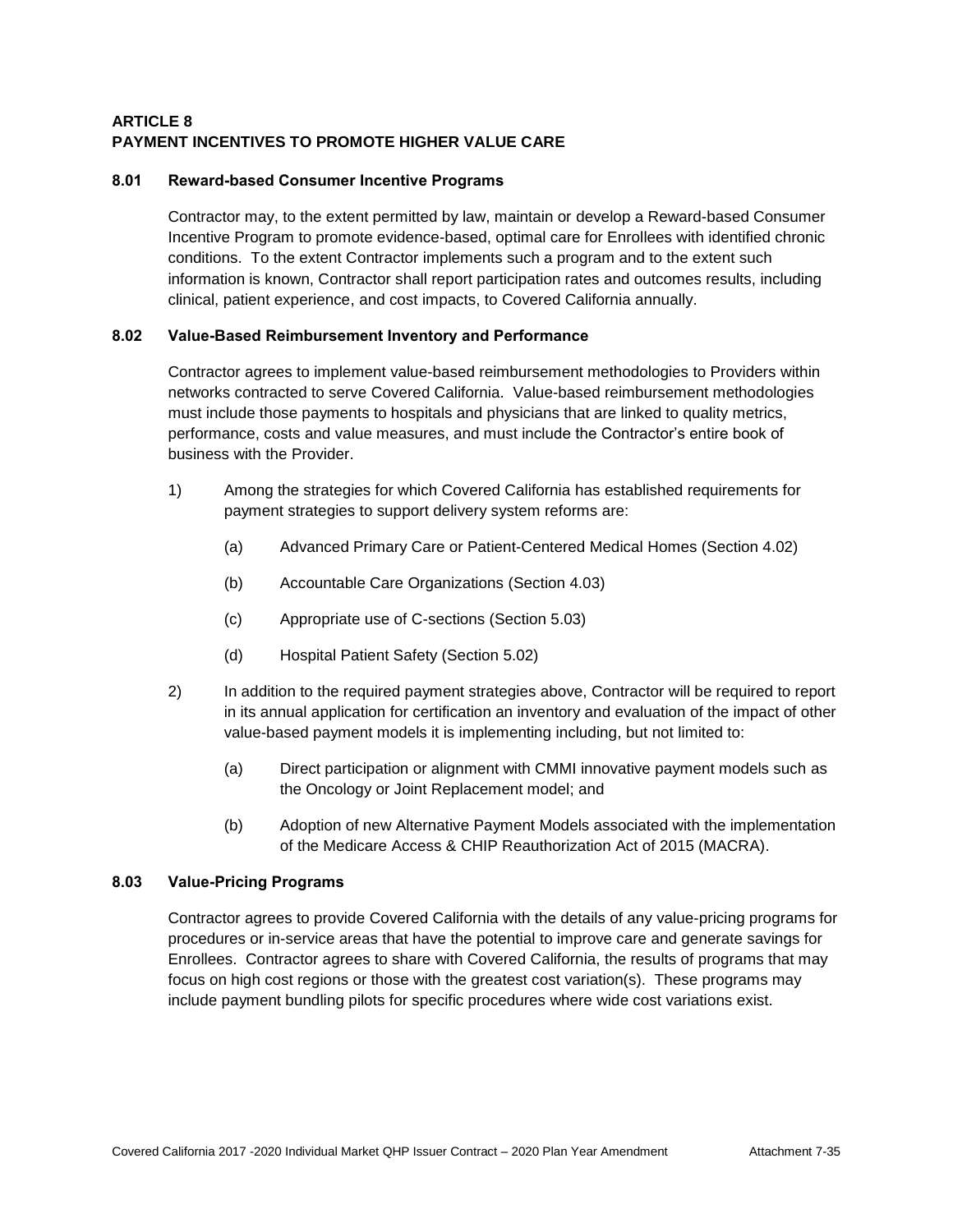## ARTICLE 8
## PAYMENT INCENTIVES TO PROMOTE HIGHER VALUE CARE

### 8.01 Reward-based Consumer Incentive Programs

Contractor may, to the extent permitted by law, maintain or develop a Reward-based Consumer Incentive Program to promote evidence-based, optimal care for Enrollees with identified chronic conditions. To the extent Contractor implements such a program and to the extent such information is known, Contractor shall report participation rates and outcomes results, including clinical, patient experience, and cost impacts, to Covered California annually.

### 8.02 Value-Based Reimbursement Inventory and Performance

Contractor agrees to implement value-based reimbursement methodologies to Providers within networks contracted to serve Covered California. Value-based reimbursement methodologies must include those payments to hospitals and physicians that are linked to quality metrics, performance, costs and value measures, and must include the Contractor's entire book of business with the Provider.

1) Among the strategies for which Covered California has established requirements for payment strategies to support delivery system reforms are:

   (a) Advanced Primary Care or Patient-Centered Medical Homes (Section 4.02)

   (b) Accountable Care Organizations (Section 4.03)

   (c) Appropriate use of C-sections (Section 5.03)

   (d) Hospital Patient Safety (Section 5.02)

2) In addition to the required payment strategies above, Contractor will be required to report in its annual application for certification an inventory and evaluation of the impact of other value-based payment models it is implementing including, but not limited to:

   (a) Direct participation or alignment with CMMI innovative payment models such as the Oncology or Joint Replacement model; and

   (b) Adoption of new Alternative Payment Models associated with the implementation of the Medicare Access & CHIP Reauthorization Act of 2015 (MACRA).

### 8.03 Value-Pricing Programs

Contractor agrees to provide Covered California with the details of any value-pricing programs for procedures or in-service areas that have the potential to improve care and generate savings for Enrollees. Contractor agrees to share with Covered California, the results of programs that may focus on high cost regions or those with the greatest cost variation(s). These programs may include payment bundling pilots for specific procedures where wide cost variations exist.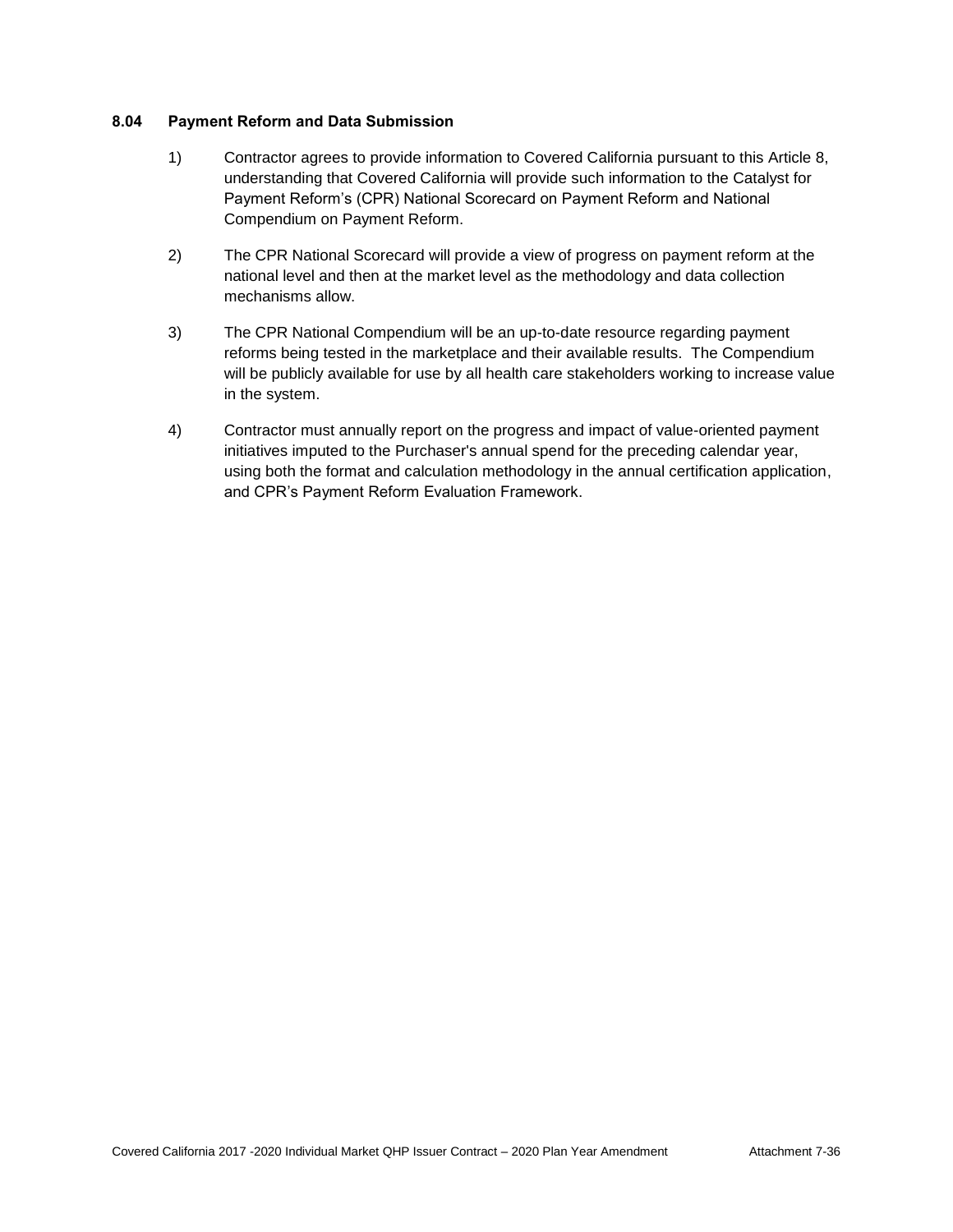### 8.04 Payment Reform and Data Submission

1) Contractor agrees to provide information to Covered California pursuant to this Article 8, understanding that Covered California will provide such information to the Catalyst for Payment Reform's (CPR) National Scorecard on Payment Reform and National Compendium on Payment Reform.

2) The CPR National Scorecard will provide a view of progress on payment reform at the national level and then at the market level as the methodology and data collection mechanisms allow.

3) The CPR National Compendium will be an up-to-date resource regarding payment reforms being tested in the marketplace and their available results. The Compendium will be publicly available for use by all health care stakeholders working to increase value in the system.

4) Contractor must annually report on the progress and impact of value-oriented payment initiatives imputed to the Purchaser's annual spend for the preceding calendar year, using both the format and calculation methodology in the annual certification application, and CPR's Payment Reform Evaluation Framework.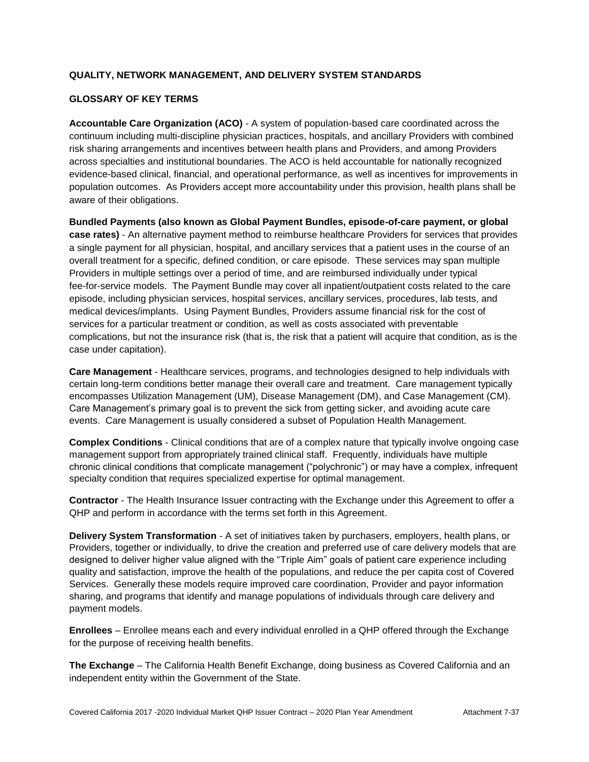## QUALITY, NETWORK MANAGEMENT, AND DELIVERY SYSTEM STANDARDS

### GLOSSARY OF KEY TERMS

**Accountable Care Organization (ACO)** - A system of population-based care coordinated across the continuum including multi-discipline physician practices, hospitals, and ancillary Providers with combined risk sharing arrangements and incentives between health plans and Providers, and among Providers across specialties and institutional boundaries. The ACO is held accountable for nationally recognized evidence-based clinical, financial, and operational performance, as well as incentives for improvements in population outcomes. As Providers accept more accountability under this provision, health plans shall be aware of their obligations.

**Bundled Payments (also known as Global Payment Bundles, episode-of-care payment, or global case rates)** - An alternative payment method to reimburse healthcare Providers for services that provides a single payment for all physician, hospital, and ancillary services that a patient uses in the course of an overall treatment for a specific, defined condition, or care episode. These services may span multiple Providers in multiple settings over a period of time, and are reimbursed individually under typical fee-for-service models. The Payment Bundle may cover all inpatient/outpatient costs related to the care episode, including physician services, hospital services, ancillary services, procedures, lab tests, and medical devices/implants. Using Payment Bundles, Providers assume financial risk for the cost of services for a particular treatment or condition, as well as costs associated with preventable complications, but not the insurance risk (that is, the risk that a patient will acquire that condition, as is the case under capitation).

**Care Management** - Healthcare services, programs, and technologies designed to help individuals with certain long-term conditions better manage their overall care and treatment. Care management typically encompasses Utilization Management (UM), Disease Management (DM), and Case Management (CM). Care Management's primary goal is to prevent the sick from getting sicker, and avoiding acute care events. Care Management is usually considered a subset of Population Health Management.

**Complex Conditions** - Clinical conditions that are of a complex nature that typically involve ongoing case management support from appropriately trained clinical staff. Frequently, individuals have multiple chronic clinical conditions that complicate management ("polychronic") or may have a complex, infrequent specialty condition that requires specialized expertise for optimal management.

**Contractor** - The Health Insurance Issuer contracting with the Exchange under this Agreement to offer a QHP and perform in accordance with the terms set forth in this Agreement.

**Delivery System Transformation** - A set of initiatives taken by purchasers, employers, health plans, or Providers, together or individually, to drive the creation and preferred use of care delivery models that are designed to deliver higher value aligned with the "Triple Aim" goals of patient care experience including quality and satisfaction, improve the health of the populations, and reduce the per capita cost of Covered Services. Generally these models require improved care coordination, Provider and payor information sharing, and programs that identify and manage populations of individuals through care delivery and payment models.

**Enrollees** – Enrollee means each and every individual enrolled in a QHP offered through the Exchange for the purpose of receiving health benefits.

**The Exchange** – The California Health Benefit Exchange, doing business as Covered California and an independent entity within the Government of the State.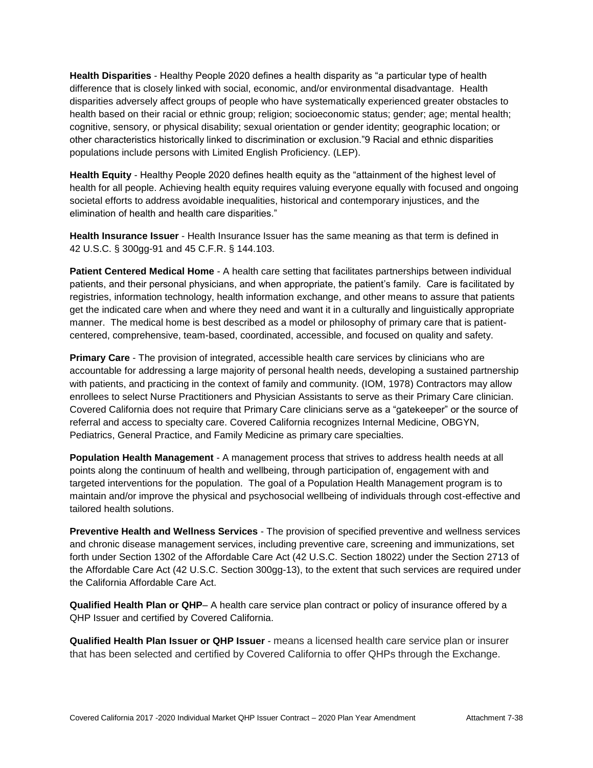**Health Disparities** - Healthy People 2020 defines a health disparity as "a particular type of health difference that is closely linked with social, economic, and/or environmental disadvantage. Health disparities adversely affect groups of people who have systematically experienced greater obstacles to health based on their racial or ethnic group; religion; socioeconomic status; gender; age; mental health; cognitive, sensory, or physical disability; sexual orientation or gender identity; geographic location; or other characteristics historically linked to discrimination or exclusion."9 Racial and ethnic disparities populations include persons with Limited English Proficiency. (LEP).

**Health Equity** - Healthy People 2020 defines health equity as the "attainment of the highest level of health for all people. Achieving health equity requires valuing everyone equally with focused and ongoing societal efforts to address avoidable inequalities, historical and contemporary injustices, and the elimination of health and health care disparities."

**Health Insurance Issuer** - Health Insurance Issuer has the same meaning as that term is defined in 42 U.S.C. § 300gg-91 and 45 C.F.R. § 144.103.

**Patient Centered Medical Home** - A health care setting that facilitates partnerships between individual patients, and their personal physicians, and when appropriate, the patient's family. Care is facilitated by registries, information technology, health information exchange, and other means to assure that patients get the indicated care when and where they need and want it in a culturally and linguistically appropriate manner. The medical home is best described as a model or philosophy of primary care that is patient-centered, comprehensive, team-based, coordinated, accessible, and focused on quality and safety.

**Primary Care** - The provision of integrated, accessible health care services by clinicians who are accountable for addressing a large majority of personal health needs, developing a sustained partnership with patients, and practicing in the context of family and community. (IOM, 1978) Contractors may allow enrollees to select Nurse Practitioners and Physician Assistants to serve as their Primary Care clinician. Covered California does not require that Primary Care clinicians serve as a "gatekeeper" or the source of referral and access to specialty care. Covered California recognizes Internal Medicine, OBGYN, Pediatrics, General Practice, and Family Medicine as primary care specialties.

**Population Health Management** - A management process that strives to address health needs at all points along the continuum of health and wellbeing, through participation of, engagement with and targeted interventions for the population. The goal of a Population Health Management program is to maintain and/or improve the physical and psychosocial wellbeing of individuals through cost-effective and tailored health solutions.

**Preventive Health and Wellness Services** - The provision of specified preventive and wellness services and chronic disease management services, including preventive care, screening and immunizations, set forth under Section 1302 of the Affordable Care Act (42 U.S.C. Section 18022) under the Section 2713 of the Affordable Care Act (42 U.S.C. Section 300gg-13), to the extent that such services are required under the California Affordable Care Act.

**Qualified Health Plan or QHP**– A health care service plan contract or policy of insurance offered by a QHP Issuer and certified by Covered California.

**Qualified Health Plan Issuer or QHP Issuer** - means a licensed health care service plan or insurer that has been selected and certified by Covered California to offer QHPs through the Exchange.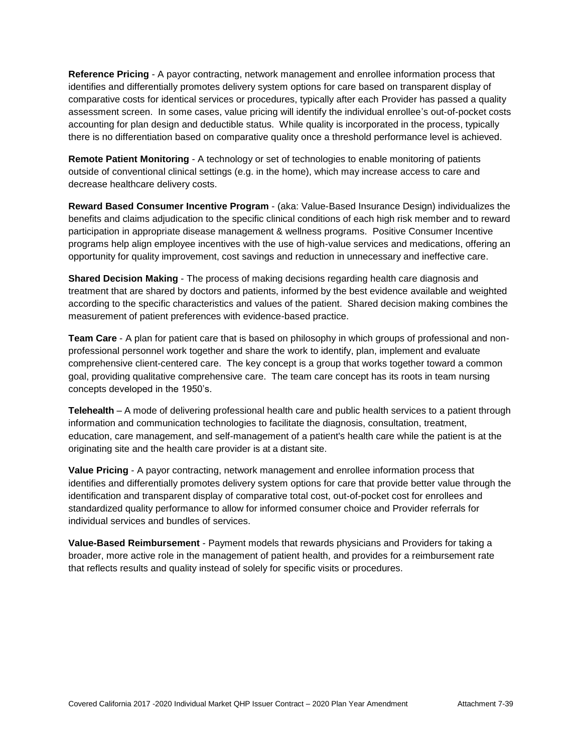**Reference Pricing** - A payor contracting, network management and enrollee information process that identifies and differentially promotes delivery system options for care based on transparent display of comparative costs for identical services or procedures, typically after each Provider has passed a quality assessment screen. In some cases, value pricing will identify the individual enrollee's out-of-pocket costs accounting for plan design and deductible status. While quality is incorporated in the process, typically there is no differentiation based on comparative quality once a threshold performance level is achieved.

**Remote Patient Monitoring** - A technology or set of technologies to enable monitoring of patients outside of conventional clinical settings (e.g. in the home), which may increase access to care and decrease healthcare delivery costs.

**Reward Based Consumer Incentive Program** - (aka: Value-Based Insurance Design) individualizes the benefits and claims adjudication to the specific clinical conditions of each high risk member and to reward participation in appropriate disease management & wellness programs. Positive Consumer Incentive programs help align employee incentives with the use of high-value services and medications, offering an opportunity for quality improvement, cost savings and reduction in unnecessary and ineffective care.

**Shared Decision Making** - The process of making decisions regarding health care diagnosis and treatment that are shared by doctors and patients, informed by the best evidence available and weighted according to the specific characteristics and values of the patient. Shared decision making combines the measurement of patient preferences with evidence-based practice.

**Team Care** - A plan for patient care that is based on philosophy in which groups of professional and non-professional personnel work together and share the work to identify, plan, implement and evaluate comprehensive client-centered care. The key concept is a group that works together toward a common goal, providing qualitative comprehensive care. The team care concept has its roots in team nursing concepts developed in the 1950's.

**Telehealth** – A mode of delivering professional health care and public health services to a patient through information and communication technologies to facilitate the diagnosis, consultation, treatment, education, care management, and self-management of a patient's health care while the patient is at the originating site and the health care provider is at a distant site.

**Value Pricing** - A payor contracting, network management and enrollee information process that identifies and differentially promotes delivery system options for care that provide better value through the identification and transparent display of comparative total cost, out-of-pocket cost for enrollees and standardized quality performance to allow for informed consumer choice and Provider referrals for individual services and bundles of services.

**Value-Based Reimbursement** - Payment models that rewards physicians and Providers for taking a broader, more active role in the management of patient health, and provides for a reimbursement rate that reflects results and quality instead of solely for specific visits or procedures.